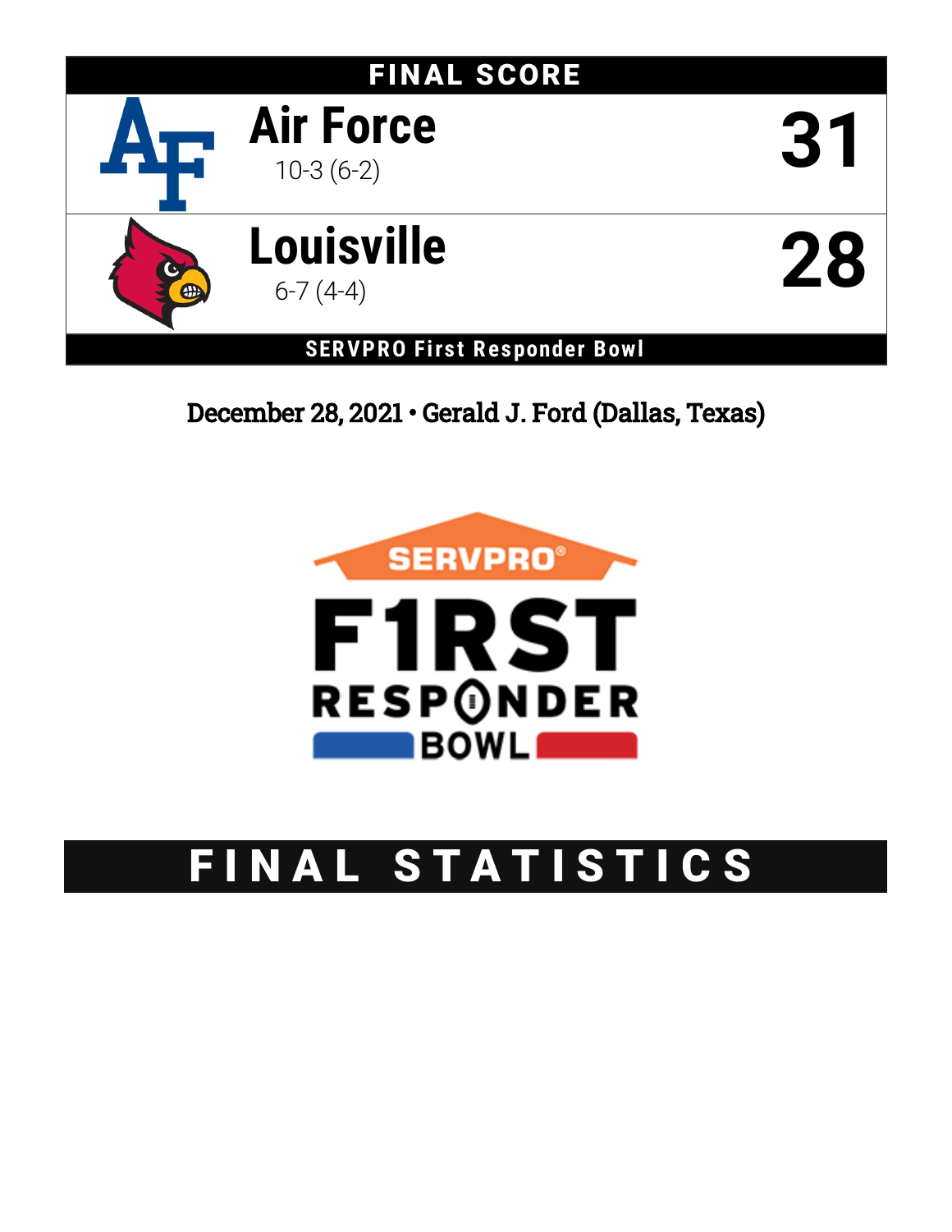# FINAL SCORE

| Team | Record | Score |
|---|---|---|
| Air Force | 10-3 (6-2) | 31 |
| Louisville | 6-7 (4-4) | 28 |

**SERVPRO First Responder Bowl**

December 28, 2021 • Gerald J. Ford (Dallas, Texas)

SERVPRO F1RST RESPONDER BOWL

# FINAL STATISTICS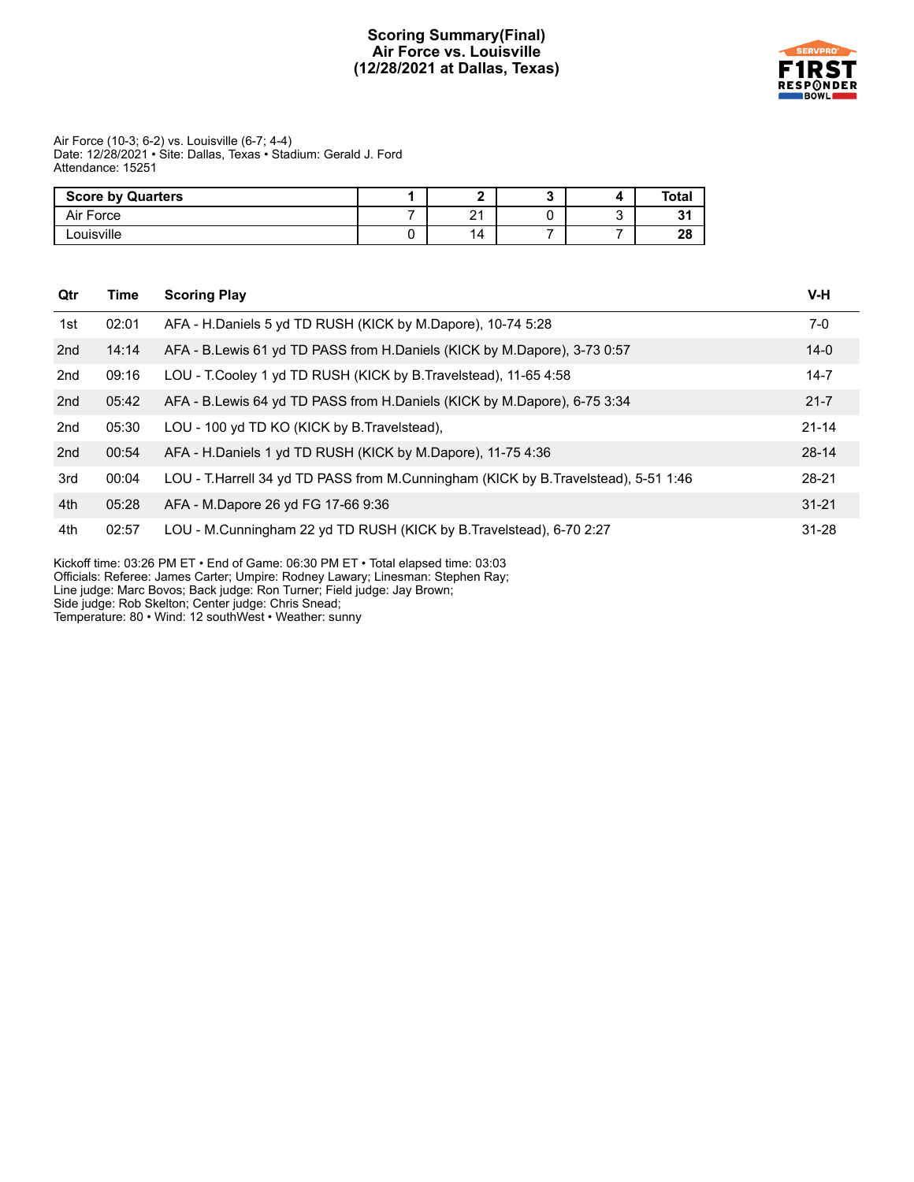# Scoring Summary(Final)
# Air Force vs. Louisville
# (12/28/2021 at Dallas, Texas)

Air Force (10-3; 6-2) vs. Louisville (6-7; 4-4)
Date: 12/28/2021 • Site: Dallas, Texas • Stadium: Gerald J. Ford
Attendance: 15251

| Score by Quarters | 1 | 2 | 3 | 4 | Total |
|---|---|---|---|---|---|
| Air Force | 7 | 21 | 0 | 3 | **31** |
| Louisville | 0 | 14 | 7 | 7 | **28** |

| Qtr | Time | Scoring Play | V-H |
|---|---|---|---|
| 1st | 02:01 | AFA - H.Daniels 5 yd TD RUSH (KICK by M.Dapore), 10-74 5:28 | 7-0 |
| 2nd | 14:14 | AFA - B.Lewis 61 yd TD PASS from H.Daniels (KICK by M.Dapore), 3-73 0:57 | 14-0 |
| 2nd | 09:16 | LOU - T.Cooley 1 yd TD RUSH (KICK by B.Travelstead), 11-65 4:58 | 14-7 |
| 2nd | 05:42 | AFA - B.Lewis 64 yd TD PASS from H.Daniels (KICK by M.Dapore), 6-75 3:34 | 21-7 |
| 2nd | 05:30 | LOU - 100 yd TD KO (KICK by B.Travelstead), | 21-14 |
| 2nd | 00:54 | AFA - H.Daniels 1 yd TD RUSH (KICK by M.Dapore), 11-75 4:36 | 28-14 |
| 3rd | 00:04 | LOU - T.Harrell 34 yd TD PASS from M.Cunningham (KICK by B.Travelstead), 5-51 1:46 | 28-21 |
| 4th | 05:28 | AFA - M.Dapore 26 yd FG 17-66 9:36 | 31-21 |
| 4th | 02:57 | LOU - M.Cunningham 22 yd TD RUSH (KICK by B.Travelstead), 6-70 2:27 | 31-28 |

Kickoff time: 03:26 PM ET • End of Game: 06:30 PM ET • Total elapsed time: 03:03
Officials: Referee: James Carter; Umpire: Rodney Lawary; Linesman: Stephen Ray;
Line judge: Marc Bovos; Back judge: Ron Turner; Field judge: Jay Brown;
Side judge: Rob Skelton; Center judge: Chris Snead;
Temperature: 80 • Wind: 12 southWest • Weather: sunny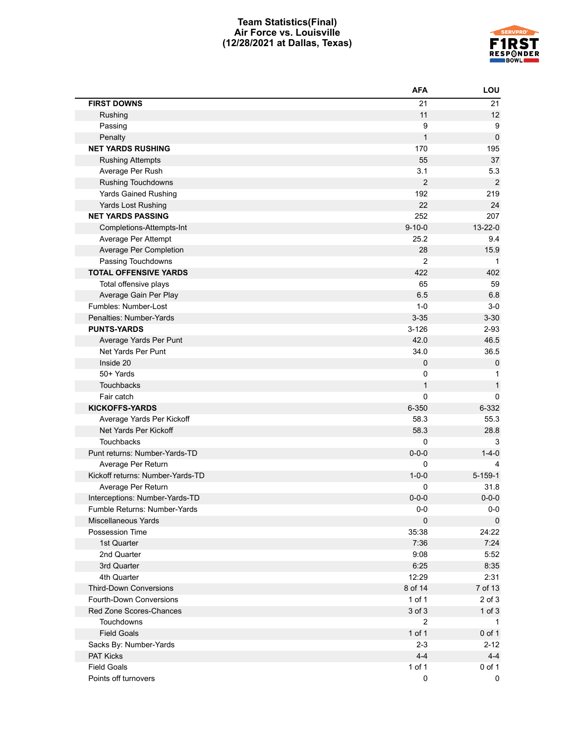# Team Statistics(Final)
## Air Force vs. Louisville
## (12/28/2021 at Dallas, Texas)

| | AFA | LOU |
|---|---|---|
| **FIRST DOWNS** | 21 | 21 |
| Rushing | 11 | 12 |
| Passing | 9 | 9 |
| Penalty | 1 | 0 |
| **NET YARDS RUSHING** | 170 | 195 |
| Rushing Attempts | 55 | 37 |
| Average Per Rush | 3.1 | 5.3 |
| Rushing Touchdowns | 2 | 2 |
| Yards Gained Rushing | 192 | 219 |
| Yards Lost Rushing | 22 | 24 |
| **NET YARDS PASSING** | 252 | 207 |
| Completions-Attempts-Int | 9-10-0 | 13-22-0 |
| Average Per Attempt | 25.2 | 9.4 |
| Average Per Completion | 28 | 15.9 |
| Passing Touchdowns | 2 | 1 |
| **TOTAL OFFENSIVE YARDS** | 422 | 402 |
| Total offensive plays | 65 | 59 |
| Average Gain Per Play | 6.5 | 6.8 |
| Fumbles: Number-Lost | 1-0 | 3-0 |
| Penalties: Number-Yards | 3-35 | 3-30 |
| **PUNTS-YARDS** | 3-126 | 2-93 |
| Average Yards Per Punt | 42.0 | 46.5 |
| Net Yards Per Punt | 34.0 | 36.5 |
| Inside 20 | 0 | 0 |
| 50+ Yards | 0 | 1 |
| Touchbacks | 1 | 1 |
| Fair catch | 0 | 0 |
| **KICKOFFS-YARDS** | 6-350 | 6-332 |
| Average Yards Per Kickoff | 58.3 | 55.3 |
| Net Yards Per Kickoff | 58.3 | 28.8 |
| Touchbacks | 0 | 3 |
| Punt returns: Number-Yards-TD | 0-0-0 | 1-4-0 |
| Average Per Return | 0 | 4 |
| Kickoff returns: Number-Yards-TD | 1-0-0 | 5-159-1 |
| Average Per Return | 0 | 31.8 |
| Interceptions: Number-Yards-TD | 0-0-0 | 0-0-0 |
| Fumble Returns: Number-Yards | 0-0 | 0-0 |
| Miscellaneous Yards | 0 | 0 |
| Possession Time | 35:38 | 24:22 |
| 1st Quarter | 7:36 | 7:24 |
| 2nd Quarter | 9:08 | 5:52 |
| 3rd Quarter | 6:25 | 8:35 |
| 4th Quarter | 12:29 | 2:31 |
| Third-Down Conversions | 8 of 14 | 7 of 13 |
| Fourth-Down Conversions | 1 of 1 | 2 of 3 |
| Red Zone Scores-Chances | 3 of 3 | 1 of 3 |
| Touchdowns | 2 | 1 |
| Field Goals | 1 of 1 | 0 of 1 |
| Sacks By: Number-Yards | 2-3 | 2-12 |
| PAT Kicks | 4-4 | 4-4 |
| Field Goals | 1 of 1 | 0 of 1 |
| Points off turnovers | 0 | 0 |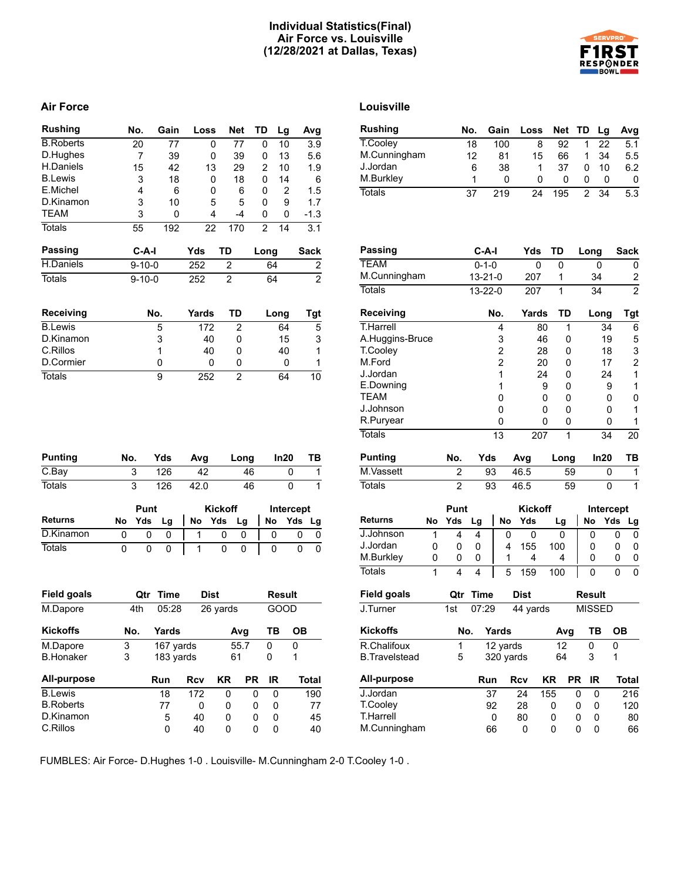# Individual Statistics(Final)
## Air Force vs. Louisville
## (12/28/2021 at Dallas, Texas)

## Air Force

| Rushing | No. | Gain | Loss | Net | TD | Lg | Avg |
|---|---|---|---|---|---|---|---|
| B.Roberts | 20 | 77 | 0 | 77 | 0 | 10 | 3.9 |
| D.Hughes | 7 | 39 | 0 | 39 | 0 | 13 | 5.6 |
| H.Daniels | 15 | 42 | 13 | 29 | 2 | 10 | 1.9 |
| B.Lewis | 3 | 18 | 0 | 18 | 0 | 14 | 6 |
| E.Michel | 4 | 6 | 0 | 6 | 0 | 2 | 1.5 |
| D.Kinamon | 3 | 10 | 5 | 5 | 0 | 9 | 1.7 |
| TEAM | 3 | 0 | 4 | -4 | 0 | 0 | -1.3 |
| Totals | 55 | 192 | 22 | 170 | 2 | 14 | 3.1 |

| Passing | C-A-I | Yds | TD | Long | Sack |
|---|---|---|---|---|---|
| H.Daniels | 9-10-0 | 252 | 2 | 64 | 2 |
| Totals | 9-10-0 | 252 | 2 | 64 | 2 |

| Receiving | No. | Yards | TD | Long | Tgt |
|---|---|---|---|---|---|
| B.Lewis | 5 | 172 | 2 | 64 | 5 |
| D.Kinamon | 3 | 40 | 0 | 15 | 3 |
| C.Rillos | 1 | 40 | 0 | 40 | 1 |
| D.Cormier | 0 | 0 | 0 | 0 | 1 |
| Totals | 9 | 252 | 2 | 64 | 10 |

| Punting | No. | Yds | Avg | Long | In20 | TB |
|---|---|---|---|---|---|---|
| C.Bay | 3 | 126 | 42 | 46 | 0 | 1 |
| Totals | 3 | 126 | 42.0 | 46 | 0 | 1 |

| | Punt | | | Kickoff | | | Intercept | | |
|---|---|---|---|---|---|---|---|---|---|
| Returns | No | Yds | Lg | No | Yds | Lg | No | Yds | Lg |
| D.Kinamon | 0 | 0 | 0 | 1 | 0 | 0 | 0 | 0 | 0 |
| Totals | 0 | 0 | 0 | 1 | 0 | 0 | 0 | 0 | 0 |

| Field goals | Qtr | Time | Dist | Result |
|---|---|---|---|---|
| M.Dapore | 4th | 05:28 | 26 yards | GOOD |

| Kickoffs | No. | Yards | Avg | TB | OB |
|---|---|---|---|---|---|
| M.Dapore | 3 | 167 yards | 55.7 | 0 | 0 |
| B.Honaker | 3 | 183 yards | 61 | 0 | 1 |

| All-purpose | Run | Rcv | KR | PR | IR | Total |
|---|---|---|---|---|---|---|
| B.Lewis | 18 | 172 | 0 | 0 | 0 | 190 |
| B.Roberts | 77 | 0 | 0 | 0 | 0 | 77 |
| D.Kinamon | 5 | 40 | 0 | 0 | 0 | 45 |
| C.Rillos | 0 | 40 | 0 | 0 | 0 | 40 |

## Louisville

| Rushing | No. | Gain | Loss | Net | TD | Lg | Avg |
|---|---|---|---|---|---|---|---|
| T.Cooley | 18 | 100 | 8 | 92 | 1 | 22 | 5.1 |
| M.Cunningham | 12 | 81 | 15 | 66 | 1 | 34 | 5.5 |
| J.Jordan | 6 | 38 | 1 | 37 | 0 | 10 | 6.2 |
| M.Burkley | 1 | 0 | 0 | 0 | 0 | 0 | 0 |
| Totals | 37 | 219 | 24 | 195 | 2 | 34 | 5.3 |

| Passing | C-A-I | Yds | TD | Long | Sack |
|---|---|---|---|---|---|
| TEAM | 0-1-0 | 0 | 0 | 0 | 0 |
| M.Cunningham | 13-21-0 | 207 | 1 | 34 | 2 |
| Totals | 13-22-0 | 207 | 1 | 34 | 2 |

| Receiving | No. | Yards | TD | Long | Tgt |
|---|---|---|---|---|---|
| T.Harrell | 4 | 80 | 1 | 34 | 6 |
| A.Huggins-Bruce | 3 | 46 | 0 | 19 | 5 |
| T.Cooley | 2 | 28 | 0 | 18 | 3 |
| M.Ford | 2 | 20 | 0 | 17 | 2 |
| J.Jordan | 1 | 24 | 0 | 24 | 1 |
| E.Downing | 1 | 9 | 0 | 9 | 1 |
| TEAM | 0 | 0 | 0 | 0 | 0 |
| J.Johnson | 0 | 0 | 0 | 0 | 1 |
| R.Puryear | 0 | 0 | 0 | 0 | 1 |
| Totals | 13 | 207 | 1 | 34 | 20 |

| Punting | No. | Yds | Avg | Long | In20 | TB |
|---|---|---|---|---|---|---|
| M.Vassett | 2 | 93 | 46.5 | 59 | 0 | 1 |
| Totals | 2 | 93 | 46.5 | 59 | 0 | 1 |

| | Punt | | | Kickoff | | | Intercept | | |
|---|---|---|---|---|---|---|---|---|---|
| Returns | No | Yds | Lg | No | Yds | Lg | No | Yds | Lg |
| J.Johnson | 1 | 4 | 4 | 0 | 0 | 0 | 0 | 0 | 0 |
| J.Jordan | 0 | 0 | 0 | 4 | 155 | 100 | 0 | 0 | 0 |
| M.Burkley | 0 | 0 | 0 | 1 | 4 | 4 | 0 | 0 | 0 |
| Totals | 1 | 4 | 4 | 5 | 159 | 100 | 0 | 0 | 0 |

| Field goals | Qtr | Time | Dist | Result |
|---|---|---|---|---|
| J.Turner | 1st | 07:29 | 44 yards | MISSED |

| Kickoffs | No. | Yards | Avg | TB | OB |
|---|---|---|---|---|---|
| R.Chalifoux | 1 | 12 yards | 12 | 0 | 0 |
| B.Travelstead | 5 | 320 yards | 64 | 3 | 1 |

| All-purpose | Run | Rcv | KR | PR | IR | Total |
|---|---|---|---|---|---|---|
| J.Jordan | 37 | 24 | 155 | 0 | 0 | 216 |
| T.Cooley | 92 | 28 | 0 | 0 | 0 | 120 |
| T.Harrell | 0 | 80 | 0 | 0 | 0 | 80 |
| M.Cunningham | 66 | 0 | 0 | 0 | 0 | 66 |

FUMBLES: Air Force- D.Hughes 1-0 . Louisville- M.Cunningham 2-0 T.Cooley 1-0 .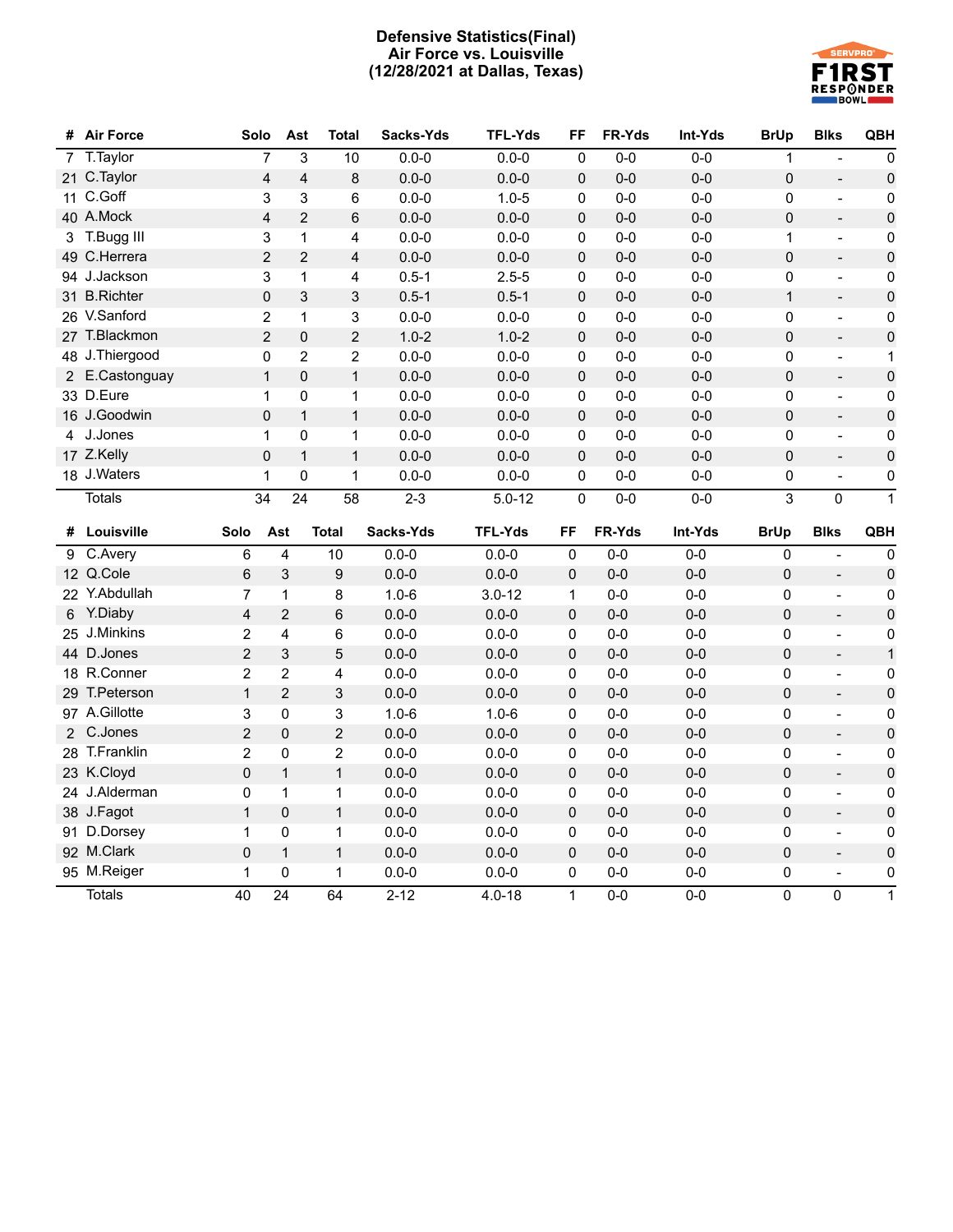# Defensive Statistics(Final)
## Air Force vs. Louisville
## (12/28/2021 at Dallas, Texas)

| # | Air Force | Solo | Ast | Total | Sacks-Yds | TFL-Yds | FF | FR-Yds | Int-Yds | BrUp | Blks | QBH |
|---|---|---|---|---|---|---|---|---|---|---|---|---|
| 7 | T.Taylor | 7 | 3 | 10 | 0.0-0 | 0.0-0 | 0 | 0-0 | 0-0 | 1 | - | 0 |
| 21 | C.Taylor | 4 | 4 | 8 | 0.0-0 | 0.0-0 | 0 | 0-0 | 0-0 | 0 | - | 0 |
| 11 | C.Goff | 3 | 3 | 6 | 0.0-0 | 1.0-5 | 0 | 0-0 | 0-0 | 0 | - | 0 |
| 40 | A.Mock | 4 | 2 | 6 | 0.0-0 | 0.0-0 | 0 | 0-0 | 0-0 | 0 | - | 0 |
| 3 | T.Bugg III | 3 | 1 | 4 | 0.0-0 | 0.0-0 | 0 | 0-0 | 0-0 | 1 | - | 0 |
| 49 | C.Herrera | 2 | 2 | 4 | 0.0-0 | 0.0-0 | 0 | 0-0 | 0-0 | 0 | - | 0 |
| 94 | J.Jackson | 3 | 1 | 4 | 0.5-1 | 2.5-5 | 0 | 0-0 | 0-0 | 0 | - | 0 |
| 31 | B.Richter | 0 | 3 | 3 | 0.5-1 | 0.5-1 | 0 | 0-0 | 0-0 | 1 | - | 0 |
| 26 | V.Sanford | 2 | 1 | 3 | 0.0-0 | 0.0-0 | 0 | 0-0 | 0-0 | 0 | - | 0 |
| 27 | T.Blackmon | 2 | 0 | 2 | 1.0-2 | 1.0-2 | 0 | 0-0 | 0-0 | 0 | - | 0 |
| 48 | J.Thiergood | 0 | 2 | 2 | 0.0-0 | 0.0-0 | 0 | 0-0 | 0-0 | 0 | - | 1 |
| 2 | E.Castonguay | 1 | 0 | 1 | 0.0-0 | 0.0-0 | 0 | 0-0 | 0-0 | 0 | - | 0 |
| 33 | D.Eure | 1 | 0 | 1 | 0.0-0 | 0.0-0 | 0 | 0-0 | 0-0 | 0 | - | 0 |
| 16 | J.Goodwin | 0 | 1 | 1 | 0.0-0 | 0.0-0 | 0 | 0-0 | 0-0 | 0 | - | 0 |
| 4 | J.Jones | 1 | 0 | 1 | 0.0-0 | 0.0-0 | 0 | 0-0 | 0-0 | 0 | - | 0 |
| 17 | Z.Kelly | 0 | 1 | 1 | 0.0-0 | 0.0-0 | 0 | 0-0 | 0-0 | 0 | - | 0 |
| 18 | J.Waters | 1 | 0 | 1 | 0.0-0 | 0.0-0 | 0 | 0-0 | 0-0 | 0 | - | 0 |
| | Totals | 34 | 24 | 58 | 2-3 | 5.0-12 | 0 | 0-0 | 0-0 | 3 | 0 | 1 |

| # | Louisville | Solo | Ast | Total | Sacks-Yds | TFL-Yds | FF | FR-Yds | Int-Yds | BrUp | Blks | QBH |
|---|---|---|---|---|---|---|---|---|---|---|---|---|
| 9 | C.Avery | 6 | 4 | 10 | 0.0-0 | 0.0-0 | 0 | 0-0 | 0-0 | 0 | - | 0 |
| 12 | Q.Cole | 6 | 3 | 9 | 0.0-0 | 0.0-0 | 0 | 0-0 | 0-0 | 0 | - | 0 |
| 22 | Y.Abdullah | 7 | 1 | 8 | 1.0-6 | 3.0-12 | 1 | 0-0 | 0-0 | 0 | - | 0 |
| 6 | Y.Diaby | 4 | 2 | 6 | 0.0-0 | 0.0-0 | 0 | 0-0 | 0-0 | 0 | - | 0 |
| 25 | J.Minkins | 2 | 4 | 6 | 0.0-0 | 0.0-0 | 0 | 0-0 | 0-0 | 0 | - | 0 |
| 44 | D.Jones | 2 | 3 | 5 | 0.0-0 | 0.0-0 | 0 | 0-0 | 0-0 | 0 | - | 1 |
| 18 | R.Conner | 2 | 2 | 4 | 0.0-0 | 0.0-0 | 0 | 0-0 | 0-0 | 0 | - | 0 |
| 29 | T.Peterson | 1 | 2 | 3 | 0.0-0 | 0.0-0 | 0 | 0-0 | 0-0 | 0 | - | 0 |
| 97 | A.Gillotte | 3 | 0 | 3 | 1.0-6 | 1.0-6 | 0 | 0-0 | 0-0 | 0 | - | 0 |
| 2 | C.Jones | 2 | 0 | 2 | 0.0-0 | 0.0-0 | 0 | 0-0 | 0-0 | 0 | - | 0 |
| 28 | T.Franklin | 2 | 0 | 2 | 0.0-0 | 0.0-0 | 0 | 0-0 | 0-0 | 0 | - | 0 |
| 23 | K.Cloyd | 0 | 1 | 1 | 0.0-0 | 0.0-0 | 0 | 0-0 | 0-0 | 0 | - | 0 |
| 24 | J.Alderman | 0 | 1 | 1 | 0.0-0 | 0.0-0 | 0 | 0-0 | 0-0 | 0 | - | 0 |
| 38 | J.Fagot | 1 | 0 | 1 | 0.0-0 | 0.0-0 | 0 | 0-0 | 0-0 | 0 | - | 0 |
| 91 | D.Dorsey | 1 | 0 | 1 | 0.0-0 | 0.0-0 | 0 | 0-0 | 0-0 | 0 | - | 0 |
| 92 | M.Clark | 0 | 1 | 1 | 0.0-0 | 0.0-0 | 0 | 0-0 | 0-0 | 0 | - | 0 |
| 95 | M.Reiger | 1 | 0 | 1 | 0.0-0 | 0.0-0 | 0 | 0-0 | 0-0 | 0 | - | 0 |
| | Totals | 40 | 24 | 64 | 2-12 | 4.0-18 | 1 | 0-0 | 0-0 | 0 | 0 | 1 |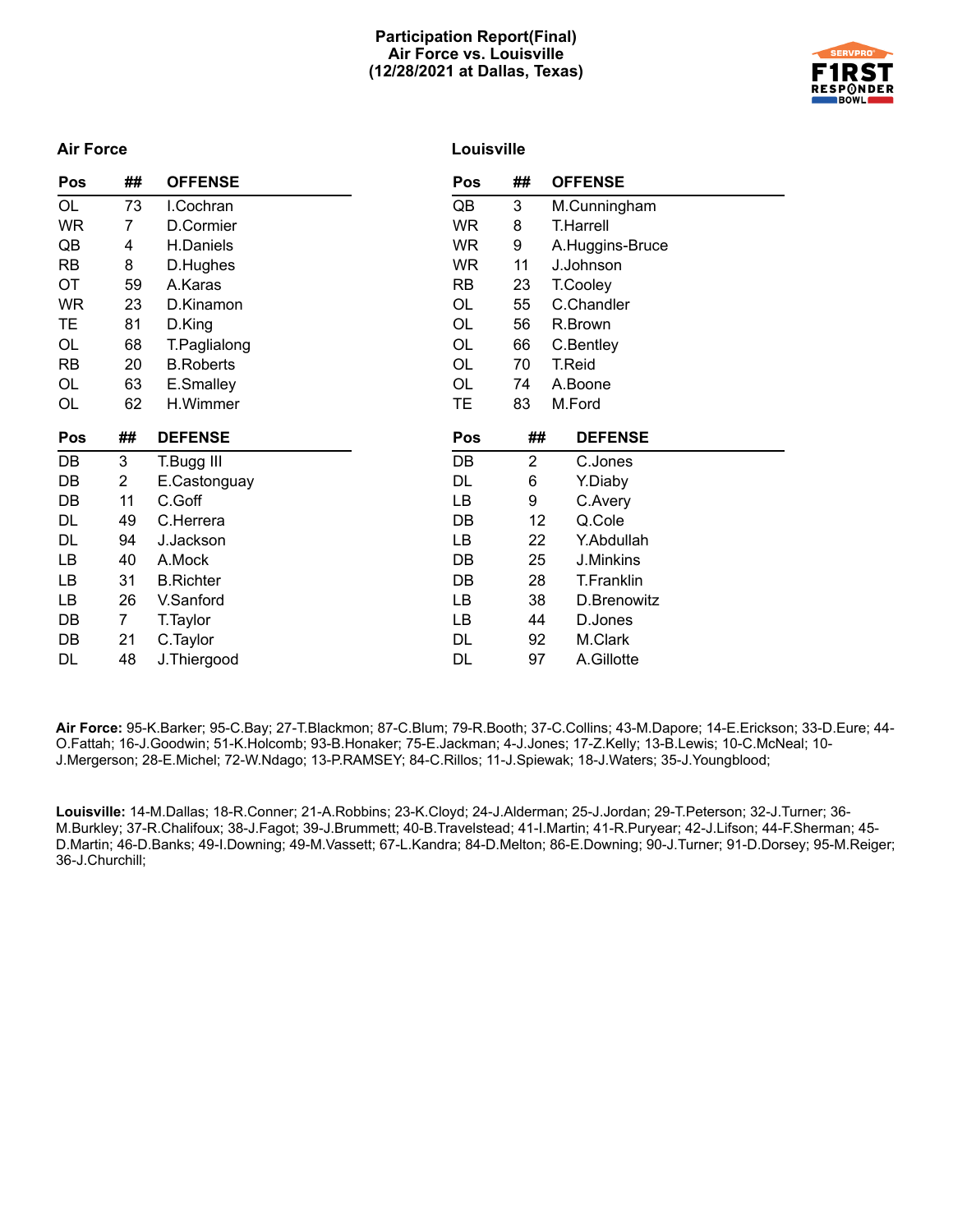# Participation Report(Final)
## Air Force vs. Louisville
## (12/28/2021 at Dallas, Texas)

### Air Force

| Pos | ## | OFFENSE |
|---|---|---|
| OL | 73 | I.Cochran |
| WR | 7 | D.Cormier |
| QB | 4 | H.Daniels |
| RB | 8 | D.Hughes |
| OT | 59 | A.Karas |
| WR | 23 | D.Kinamon |
| TE | 81 | D.King |
| OL | 68 | T.Paglialong |
| RB | 20 | B.Roberts |
| OL | 63 | E.Smalley |
| OL | 62 | H.Wimmer |

| Pos | ## | DEFENSE |
|---|---|---|
| DB | 3 | T.Bugg III |
| DB | 2 | E.Castonguay |
| DB | 11 | C.Goff |
| DL | 49 | C.Herrera |
| DL | 94 | J.Jackson |
| LB | 40 | A.Mock |
| LB | 31 | B.Richter |
| LB | 26 | V.Sanford |
| DB | 7 | T.Taylor |
| DB | 21 | C.Taylor |
| DL | 48 | J.Thiergood |

### Louisville

| Pos | ## | OFFENSE |
|---|---|---|
| QB | 3 | M.Cunningham |
| WR | 8 | T.Harrell |
| WR | 9 | A.Huggins-Bruce |
| WR | 11 | J.Johnson |
| RB | 23 | T.Cooley |
| OL | 55 | C.Chandler |
| OL | 56 | R.Brown |
| OL | 66 | C.Bentley |
| OL | 70 | T.Reid |
| OL | 74 | A.Boone |
| TE | 83 | M.Ford |

| Pos | ## | DEFENSE |
|---|---|---|
| DB | 2 | C.Jones |
| DL | 6 | Y.Diaby |
| LB | 9 | C.Avery |
| DB | 12 | Q.Cole |
| LB | 22 | Y.Abdullah |
| DB | 25 | J.Minkins |
| DB | 28 | T.Franklin |
| LB | 38 | D.Brenowitz |
| LB | 44 | D.Jones |
| DL | 92 | M.Clark |
| DL | 97 | A.Gillotte |

**Air Force:** 95-K.Barker; 95-C.Bay; 27-T.Blackmon; 87-C.Blum; 79-R.Booth; 37-C.Collins; 43-M.Dapore; 14-E.Erickson; 33-D.Eure; 44-O.Fattah; 16-J.Goodwin; 51-K.Holcomb; 93-B.Honaker; 75-E.Jackman; 4-J.Jones; 17-Z.Kelly; 13-B.Lewis; 10-C.McNeal; 10-J.Mergerson; 28-E.Michel; 72-W.Ndago; 13-P.RAMSEY; 84-C.Rillos; 11-J.Spiewak; 18-J.Waters; 35-J.Youngblood;

**Louisville:** 14-M.Dallas; 18-R.Conner; 21-A.Robbins; 23-K.Cloyd; 24-J.Alderman; 25-J.Jordan; 29-T.Peterson; 32-J.Turner; 36-M.Burkley; 37-R.Chalifoux; 38-J.Fagot; 39-J.Brummett; 40-B.Travelstead; 41-I.Martin; 41-R.Puryear; 42-J.Lifson; 44-F.Sherman; 45-D.Martin; 46-D.Banks; 49-I.Downing; 49-M.Vassett; 67-L.Kandra; 84-D.Melton; 86-E.Downing; 90-J.Turner; 91-D.Dorsey; 95-M.Reiger; 36-J.Churchill;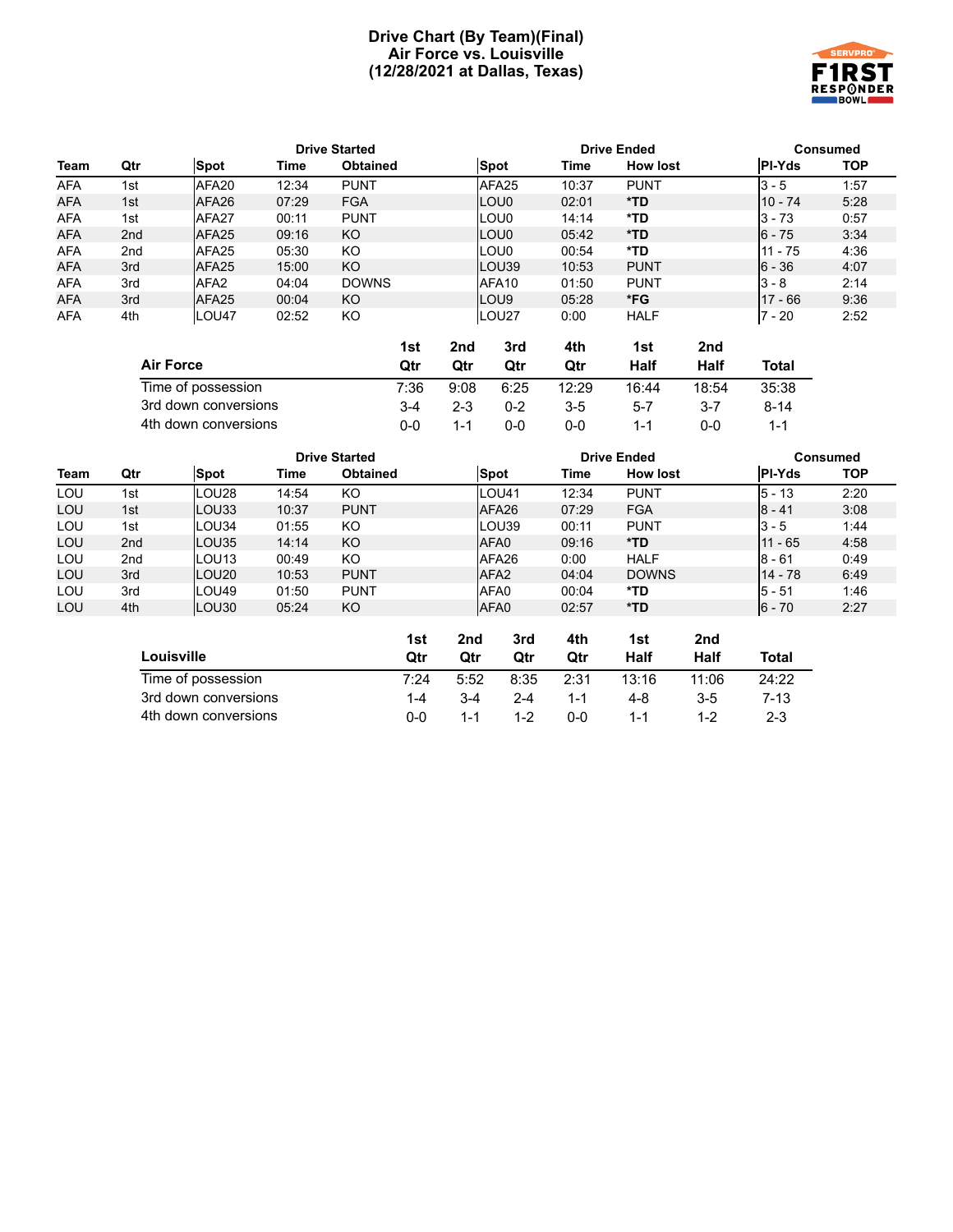# Drive Chart (By Team)(Final)
## Air Force vs. Louisville
## (12/28/2021 at Dallas, Texas)

| | | Drive Started | | | Drive Ended | | | Consumed | |
|---|---|---|---|---|---|---|---|---|---|
| **Team** | **Qtr** | **Spot** | **Time** | **Obtained** | **Spot** | **Time** | **How lost** | **Pl-Yds** | **TOP** |
| AFA | 1st | AFA20 | 12:34 | PUNT | AFA25 | 10:37 | PUNT | 3 - 5 | 1:57 |
| AFA | 1st | AFA26 | 07:29 | FGA | LOU0 | 02:01 | *TD | 10 - 74 | 5:28 |
| AFA | 1st | AFA27 | 00:11 | PUNT | LOU0 | 14:14 | *TD | 3 - 73 | 0:57 |
| AFA | 2nd | AFA25 | 09:16 | KO | LOU0 | 05:42 | *TD | 6 - 75 | 3:34 |
| AFA | 2nd | AFA25 | 05:30 | KO | LOU0 | 00:54 | *TD | 11 - 75 | 4:36 |
| AFA | 3rd | AFA25 | 15:00 | KO | LOU39 | 10:53 | PUNT | 6 - 36 | 4:07 |
| AFA | 3rd | AFA2 | 04:04 | DOWNS | AFA10 | 01:50 | PUNT | 3 - 8 | 2:14 |
| AFA | 3rd | AFA25 | 00:04 | KO | LOU9 | 05:28 | *FG | 17 - 66 | 9:36 |
| AFA | 4th | LOU47 | 02:52 | KO | LOU27 | 0:00 | HALF | 7 - 20 | 2:52 |

| Air Force | 1st Qtr | 2nd Qtr | 3rd Qtr | 4th Qtr | 1st Half | 2nd Half | Total |
|---|---|---|---|---|---|---|---|
| Time of possession | 7:36 | 9:08 | 6:25 | 12:29 | 16:44 | 18:54 | 35:38 |
| 3rd down conversions | 3-4 | 2-3 | 0-2 | 3-5 | 5-7 | 3-7 | 8-14 |
| 4th down conversions | 0-0 | 1-1 | 0-0 | 0-0 | 1-1 | 0-0 | 1-1 |

| | | Drive Started | | | Drive Ended | | | Consumed | |
|---|---|---|---|---|---|---|---|---|---|
| **Team** | **Qtr** | **Spot** | **Time** | **Obtained** | **Spot** | **Time** | **How lost** | **Pl-Yds** | **TOP** |
| LOU | 1st | LOU28 | 14:54 | KO | LOU41 | 12:34 | PUNT | 5 - 13 | 2:20 |
| LOU | 1st | LOU33 | 10:37 | PUNT | AFA26 | 07:29 | FGA | 8 - 41 | 3:08 |
| LOU | 1st | LOU34 | 01:55 | KO | LOU39 | 00:11 | PUNT | 3 - 5 | 1:44 |
| LOU | 2nd | LOU35 | 14:14 | KO | AFA0 | 09:16 | *TD | 11 - 65 | 4:58 |
| LOU | 2nd | LOU13 | 00:49 | KO | AFA26 | 0:00 | HALF | 8 - 61 | 0:49 |
| LOU | 3rd | LOU20 | 10:53 | PUNT | AFA2 | 04:04 | DOWNS | 14 - 78 | 6:49 |
| LOU | 3rd | LOU49 | 01:50 | PUNT | AFA0 | 00:04 | *TD | 5 - 51 | 1:46 |
| LOU | 4th | LOU30 | 05:24 | KO | AFA0 | 02:57 | *TD | 6 - 70 | 2:27 |

| Louisville | 1st Qtr | 2nd Qtr | 3rd Qtr | 4th Qtr | 1st Half | 2nd Half | Total |
|---|---|---|---|---|---|---|---|
| Time of possession | 7:24 | 5:52 | 8:35 | 2:31 | 13:16 | 11:06 | 24:22 |
| 3rd down conversions | 1-4 | 3-4 | 2-4 | 1-1 | 4-8 | 3-5 | 7-13 |
| 4th down conversions | 0-0 | 1-1 | 1-2 | 0-0 | 1-1 | 1-2 | 2-3 |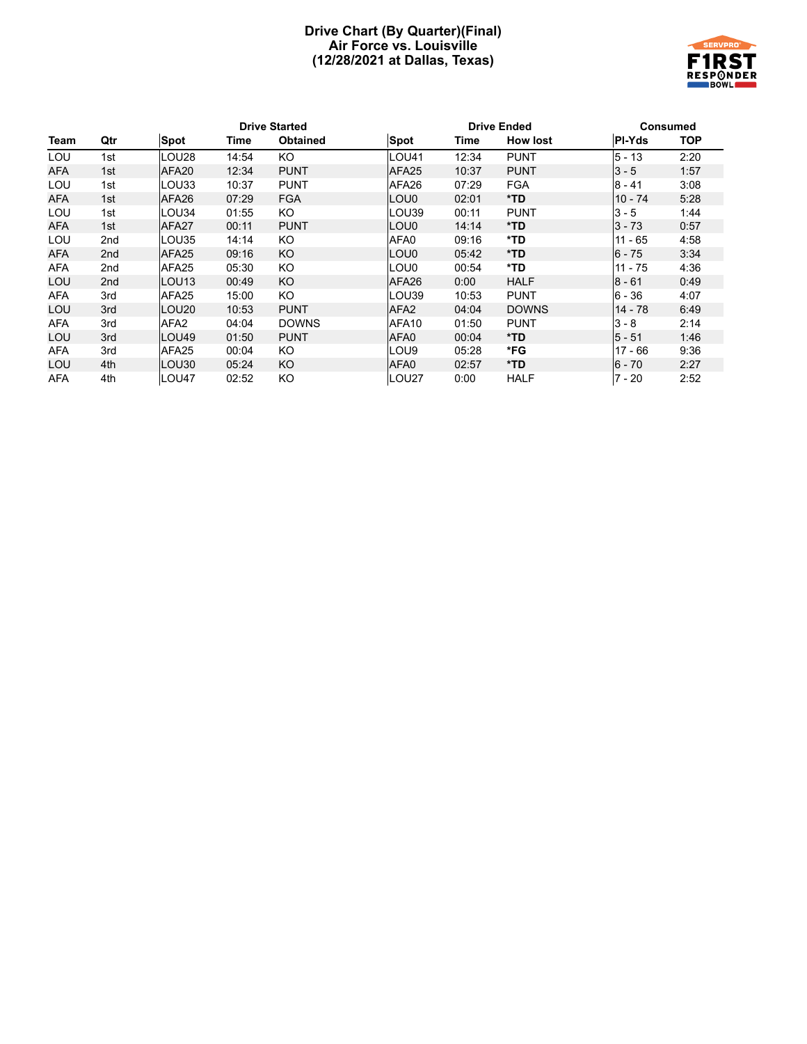# Drive Chart (By Quarter)(Final)
## Air Force vs. Louisville
## (12/28/2021 at Dallas, Texas)

| | | Drive Started | | | Drive Ended | | | Consumed | |
|---|---|---|---|---|---|---|---|---|---|
| **Team** | **Qtr** | **Spot** | **Time** | **Obtained** | **Spot** | **Time** | **How lost** | **Pl-Yds** | **TOP** |
| LOU | 1st | LOU28 | 14:54 | KO | LOU41 | 12:34 | PUNT | 5 - 13 | 2:20 |
| AFA | 1st | AFA20 | 12:34 | PUNT | AFA25 | 10:37 | PUNT | 3 - 5 | 1:57 |
| LOU | 1st | LOU33 | 10:37 | PUNT | AFA26 | 07:29 | FGA | 8 - 41 | 3:08 |
| AFA | 1st | AFA26 | 07:29 | FGA | LOU0 | 02:01 | *TD | 10 - 74 | 5:28 |
| LOU | 1st | LOU34 | 01:55 | KO | LOU39 | 00:11 | PUNT | 3 - 5 | 1:44 |
| AFA | 1st | AFA27 | 00:11 | PUNT | LOU0 | 14:14 | *TD | 3 - 73 | 0:57 |
| LOU | 2nd | LOU35 | 14:14 | KO | AFA0 | 09:16 | *TD | 11 - 65 | 4:58 |
| AFA | 2nd | AFA25 | 09:16 | KO | LOU0 | 05:42 | *TD | 6 - 75 | 3:34 |
| AFA | 2nd | AFA25 | 05:30 | KO | LOU0 | 00:54 | *TD | 11 - 75 | 4:36 |
| LOU | 2nd | LOU13 | 00:49 | KO | AFA26 | 0:00 | HALF | 8 - 61 | 0:49 |
| AFA | 3rd | AFA25 | 15:00 | KO | LOU39 | 10:53 | PUNT | 6 - 36 | 4:07 |
| LOU | 3rd | LOU20 | 10:53 | PUNT | AFA2 | 04:04 | DOWNS | 14 - 78 | 6:49 |
| AFA | 3rd | AFA2 | 04:04 | DOWNS | AFA10 | 01:50 | PUNT | 3 - 8 | 2:14 |
| LOU | 3rd | LOU49 | 01:50 | PUNT | AFA0 | 00:04 | *TD | 5 - 51 | 1:46 |
| AFA | 3rd | AFA25 | 00:04 | KO | LOU9 | 05:28 | *FG | 17 - 66 | 9:36 |
| LOU | 4th | LOU30 | 05:24 | KO | AFA0 | 02:57 | *TD | 6 - 70 | 2:27 |
| AFA | 4th | LOU47 | 02:52 | KO | LOU27 | 0:00 | HALF | 7 - 20 | 2:52 |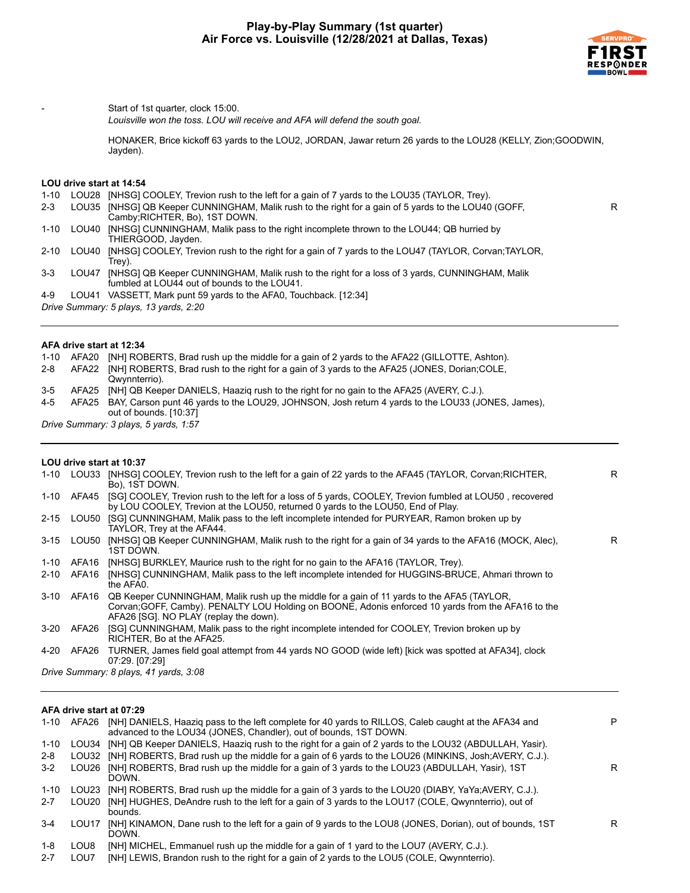# Play-by-Play Summary (1st quarter)
## Air Force vs. Louisville (12/28/2021 at Dallas, Texas)

| | | | |
|---|---|---|---|
| - | | Start of 1st quarter, clock 15:00.<br>*Louisville won the toss. LOU will receive and AFA will defend the south goal.*<br><br>HONAKER, Brice kickoff 63 yards to the LOU2, JORDAN, Jawar return 26 yards to the LOU28 (KELLY, Zion;GOODWIN, Jayden). | |

### LOU drive start at 14:54

| | | | |
|---|---|---|---|
| 1-10 | LOU28 | [NHSG] COOLEY, Trevion rush to the left for a gain of 7 yards to the LOU35 (TAYLOR, Trey). | |
| 2-3 | LOU35 | [NHSG] QB Keeper CUNNINGHAM, Malik rush to the right for a gain of 5 yards to the LOU40 (GOFF, Camby;RICHTER, Bo), 1ST DOWN. | R |
| 1-10 | LOU40 | [NHSG] CUNNINGHAM, Malik pass to the right incomplete thrown to the LOU44; QB hurried by THIERGOOD, Jayden. | |
| 2-10 | LOU40 | [NHSG] COOLEY, Trevion rush to the right for a gain of 7 yards to the LOU47 (TAYLOR, Corvan;TAYLOR, Trey). | |
| 3-3 | LOU47 | [NHSG] QB Keeper CUNNINGHAM, Malik rush to the right for a loss of 3 yards, CUNNINGHAM, Malik fumbled at LOU44 out of bounds to the LOU41. | |
| 4-9 | LOU41 | VASSETT, Mark punt 59 yards to the AFA0, Touchback. [12:34] | |

*Drive Summary: 5 plays, 13 yards, 2:20*

---

### AFA drive start at 12:34

| | | | |
|---|---|---|---|
| 1-10 | AFA20 | [NH] ROBERTS, Brad rush up the middle for a gain of 2 yards to the AFA22 (GILLOTTE, Ashton). | |
| 2-8 | AFA22 | [NH] ROBERTS, Brad rush to the right for a gain of 3 yards to the AFA25 (JONES, Dorian;COLE, Qwynnterrio). | |
| 3-5 | AFA25 | [NH] QB Keeper DANIELS, Haaziq rush to the right for no gain to the AFA25 (AVERY, C.J.). | |
| 4-5 | AFA25 | BAY, Carson punt 46 yards to the LOU29, JOHNSON, Josh return 4 yards to the LOU33 (JONES, James), out of bounds. [10:37] | |

*Drive Summary: 3 plays, 5 yards, 1:57*

---

### LOU drive start at 10:37

| | | | |
|---|---|---|---|
| 1-10 | LOU33 | [NHSG] COOLEY, Trevion rush to the left for a gain of 22 yards to the AFA45 (TAYLOR, Corvan;RICHTER, Bo), 1ST DOWN. | R |
| 1-10 | AFA45 | [SG] COOLEY, Trevion rush to the left for a loss of 5 yards, COOLEY, Trevion fumbled at LOU50 , recovered by LOU COOLEY, Trevion at the LOU50, returned 0 yards to the LOU50, End of Play. | |
| 2-15 | LOU50 | [SG] CUNNINGHAM, Malik pass to the left incomplete intended for PURYEAR, Ramon broken up by TAYLOR, Trey at the AFA44. | |
| 3-15 | LOU50 | [NHSG] QB Keeper CUNNINGHAM, Malik rush to the right for a gain of 34 yards to the AFA16 (MOCK, Alec), 1ST DOWN. | R |
| 1-10 | AFA16 | [NHSG] BURKLEY, Maurice rush to the right for no gain to the AFA16 (TAYLOR, Trey). | |
| 2-10 | AFA16 | [NHSG] CUNNINGHAM, Malik pass to the left incomplete intended for HUGGINS-BRUCE, Ahmari thrown to the AFA0. | |
| 3-10 | AFA16 | QB Keeper CUNNINGHAM, Malik rush up the middle for a gain of 11 yards to the AFA5 (TAYLOR, Corvan;GOFF, Camby). PENALTY LOU Holding on BOONE, Adonis enforced 10 yards from the AFA16 to the AFA26 [SG]. NO PLAY (replay the down). | |
| 3-20 | AFA26 | [SG] CUNNINGHAM, Malik pass to the right incomplete intended for COOLEY, Trevion broken up by RICHTER, Bo at the AFA25. | |
| 4-20 | AFA26 | TURNER, James field goal attempt from 44 yards NO GOOD (wide left) [kick was spotted at AFA34], clock 07:29. [07:29] | |

*Drive Summary: 8 plays, 41 yards, 3:08*

---

### AFA drive start at 07:29

| | | | |
|---|---|---|---|
| 1-10 | AFA26 | [NH] DANIELS, Haaziq pass to the left complete for 40 yards to RILLOS, Caleb caught at the AFA34 and advanced to the LOU34 (JONES, Chandler), out of bounds, 1ST DOWN. | P |
| 1-10 | LOU34 | [NH] QB Keeper DANIELS, Haaziq rush to the right for a gain of 2 yards to the LOU32 (ABDULLAH, Yasir). | |
| 2-8 | LOU32 | [NH] ROBERTS, Brad rush up the middle for a gain of 6 yards to the LOU26 (MINKINS, Josh;AVERY, C.J.). | |
| 3-2 | LOU26 | [NH] ROBERTS, Brad rush up the middle for a gain of 3 yards to the LOU23 (ABDULLAH, Yasir), 1ST DOWN. | R |
| 1-10 | LOU23 | [NH] ROBERTS, Brad rush up the middle for a gain of 3 yards to the LOU20 (DIABY, YaYa;AVERY, C.J.). | |
| 2-7 | LOU20 | [NH] HUGHES, DeAndre rush to the left for a gain of 3 yards to the LOU17 (COLE, Qwynnterrio), out of bounds. | |
| 3-4 | LOU17 | [NH] KINAMON, Dane rush to the left for a gain of 9 yards to the LOU8 (JONES, Dorian), out of bounds, 1ST DOWN. | R |
| 1-8 | LOU8 | [NH] MICHEL, Emmanuel rush up the middle for a gain of 1 yard to the LOU7 (AVERY, C.J.). | |
| 2-7 | LOU7 | [NH] LEWIS, Brandon rush to the right for a gain of 2 yards to the LOU5 (COLE, Qwynnterrio). | |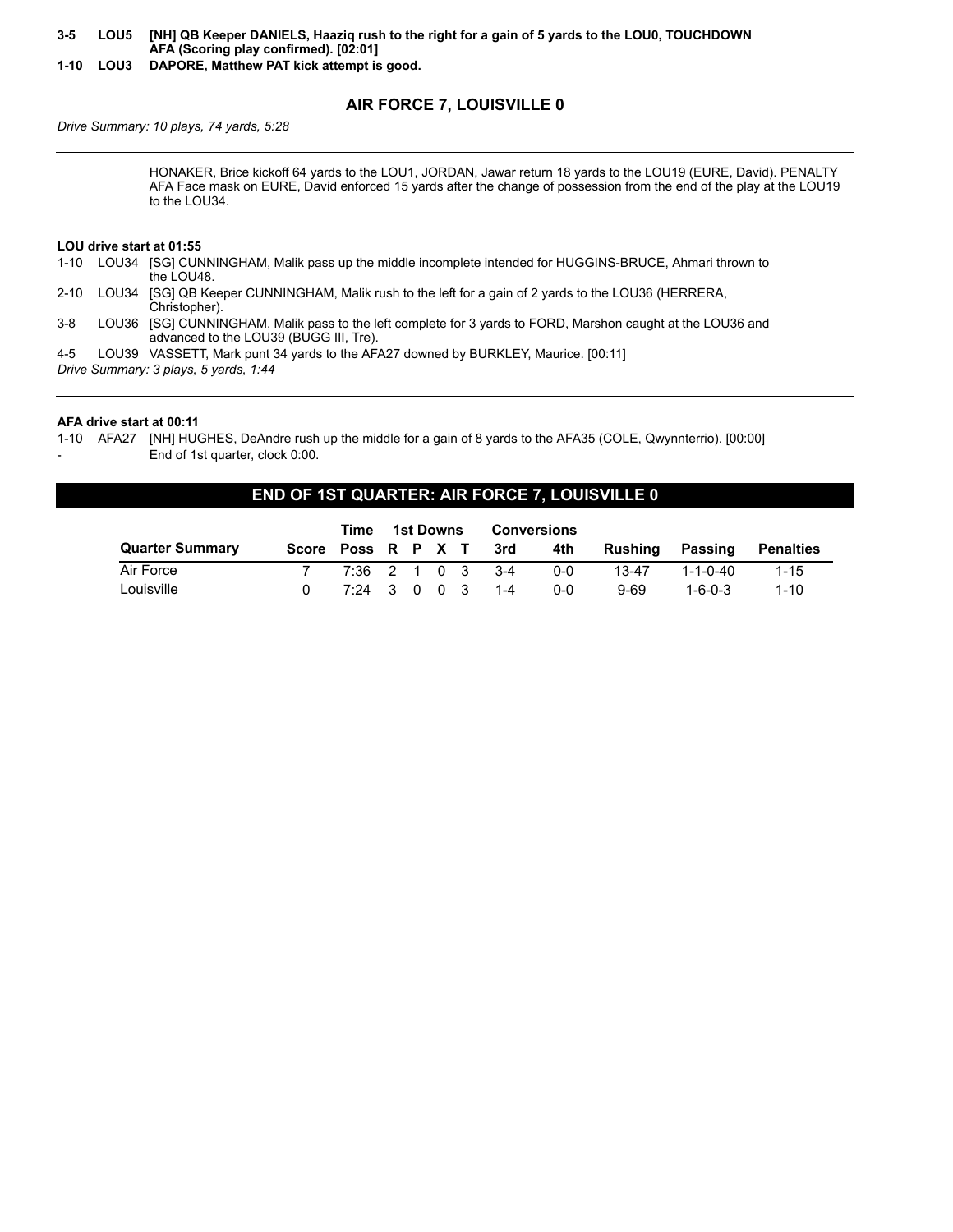**3-5 LOU5 [NH] QB Keeper DANIELS, Haaziq rush to the right for a gain of 5 yards to the LOU0, TOUCHDOWN AFA (Scoring play confirmed). [02:01]**

**1-10 LOU3 DAPORE, Matthew PAT kick attempt is good.**

### AIR FORCE 7, LOUISVILLE 0

*Drive Summary: 10 plays, 74 yards, 5:28*

---

HONAKER, Brice kickoff 64 yards to the LOU1, JORDAN, Jawar return 18 yards to the LOU19 (EURE, David). PENALTY AFA Face mask on EURE, David enforced 15 yards after the change of possession from the end of the play at the LOU19 to the LOU34.

**LOU drive start at 01:55**

1-10 LOU34 [SG] CUNNINGHAM, Malik pass up the middle incomplete intended for HUGGINS-BRUCE, Ahmari thrown to the LOU48.

2-10 LOU34 [SG] QB Keeper CUNNINGHAM, Malik rush to the left for a gain of 2 yards to the LOU36 (HERRERA, Christopher).

3-8 LOU36 [SG] CUNNINGHAM, Malik pass to the left complete for 3 yards to FORD, Marshon caught at the LOU36 and advanced to the LOU39 (BUGG III, Tre).

4-5 LOU39 VASSETT, Mark punt 34 yards to the AFA27 downed by BURKLEY, Maurice. [00:11]

*Drive Summary: 3 plays, 5 yards, 1:44*

---

**AFA drive start at 00:11**

1-10 AFA27 [NH] HUGHES, DeAndre rush up the middle for a gain of 8 yards to the AFA35 (COLE, Qwynnterrio). [00:00]

- End of 1st quarter, clock 0:00.

## END OF 1ST QUARTER: AIR FORCE 7, LOUISVILLE 0

| | | Time | 1st Downs | | | | Conversions | | | | |
|---|---|---|---|---|---|---|---|---|---|---|---|
| Quarter Summary | Score | Poss | R | P | X | T | 3rd | 4th | Rushing | Passing | Penalties |
| Air Force | 7 | 7:36 | 2 | 1 | 0 | 3 | 3-4 | 0-0 | 13-47 | 1-1-0-40 | 1-15 |
| Louisville | 0 | 7:24 | 3 | 0 | 0 | 3 | 1-4 | 0-0 | 9-69 | 1-6-0-3 | 1-10 |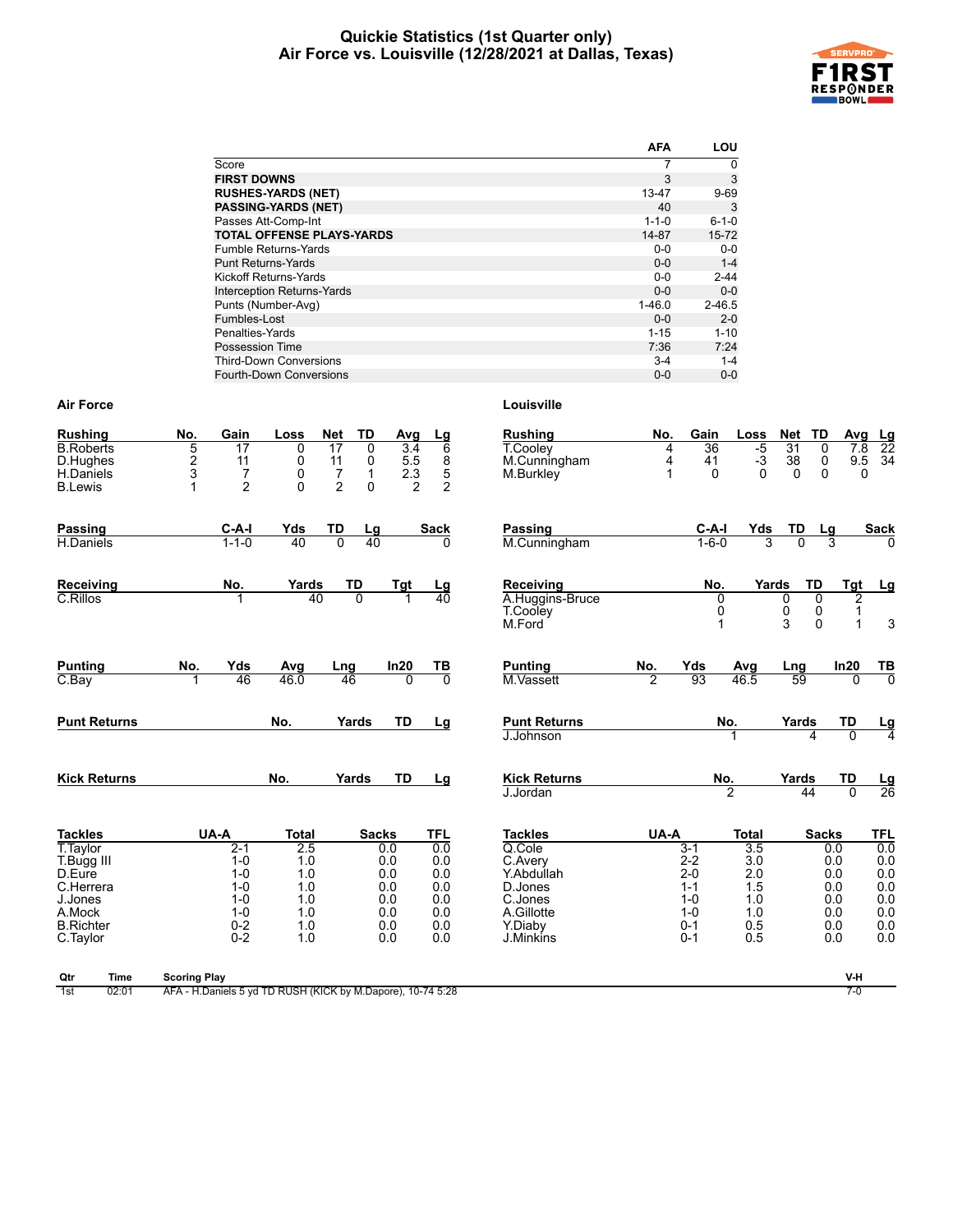# Quickie Statistics (1st Quarter only)
## Air Force vs. Louisville (12/28/2021 at Dallas, Texas)

| | AFA | LOU |
|---|---|---|
| Score | 7 | 0 |
| **FIRST DOWNS** | 3 | 3 |
| **RUSHES-YARDS (NET)** | 13-47 | 9-69 |
| **PASSING-YARDS (NET)** | 40 | 3 |
| Passes Att-Comp-Int | 1-1-0 | 6-1-0 |
| **TOTAL OFFENSE PLAYS-YARDS** | 14-87 | 15-72 |
| Fumble Returns-Yards | 0-0 | 0-0 |
| Punt Returns-Yards | 0-0 | 1-4 |
| Kickoff Returns-Yards | 0-0 | 2-44 |
| Interception Returns-Yards | 0-0 | 0-0 |
| Punts (Number-Avg) | 1-46.0 | 2-46.5 |
| Fumbles-Lost | 0-0 | 2-0 |
| Penalties-Yards | 1-15 | 1-10 |
| Possession Time | 7:36 | 7:24 |
| Third-Down Conversions | 3-4 | 1-4 |
| Fourth-Down Conversions | 0-0 | 0-0 |

### Air Force

| Rushing | No. | Gain | Loss | Net | TD | Avg | Lg |
|---|---|---|---|---|---|---|---|
| B.Roberts | 5 | 17 | 0 | 17 | 0 | 3.4 | 6 |
| D.Hughes | 2 | 11 | 0 | 11 | 0 | 5.5 | 8 |
| H.Daniels | 3 | 7 | 0 | 7 | 1 | 2.3 | 5 |
| B.Lewis | 1 | 2 | 0 | 2 | 0 | 2 | 2 |

| Passing | C-A-I | Yds | TD | Lg | Sack |
|---|---|---|---|---|---|
| H.Daniels | 1-1-0 | 40 | 0 | 40 | 0 |

| Receiving | No. | Yards | TD | Tgt | Lg |
|---|---|---|---|---|---|
| C.Rillos | 1 | 40 | 0 | 1 | 40 |

| Punting | No. | Yds | Avg | Lng | In20 | TB |
|---|---|---|---|---|---|---|
| C.Bay | 1 | 46 | 46.0 | 46 | 0 | 0 |

| Punt Returns | No. | Yards | TD | Lg |
|---|---|---|---|---|

| Kick Returns | No. | Yards | TD | Lg |
|---|---|---|---|---|

| Tackles | UA-A | Total | Sacks | TFL |
|---|---|---|---|---|
| T.Taylor | 2-1 | 2.5 | 0.0 | 0.0 |
| T.Bugg III | 1-0 | 1.0 | 0.0 | 0.0 |
| D.Eure | 1-0 | 1.0 | 0.0 | 0.0 |
| C.Herrera | 1-0 | 1.0 | 0.0 | 0.0 |
| J.Jones | 1-0 | 1.0 | 0.0 | 0.0 |
| A.Mock | 1-0 | 1.0 | 0.0 | 0.0 |
| B.Richter | 0-2 | 1.0 | 0.0 | 0.0 |
| C.Taylor | 0-2 | 1.0 | 0.0 | 0.0 |

### Louisville

| Rushing | No. | Gain | Loss | Net | TD | Avg | Lg |
|---|---|---|---|---|---|---|---|
| T.Cooley | 4 | 36 | -5 | 31 | 0 | 7.8 | 22 |
| M.Cunningham | 4 | 41 | -3 | 38 | 0 | 9.5 | 34 |
| M.Burkley | 1 | 0 | 0 | 0 | 0 | 0 | |

| Passing | C-A-I | Yds | TD | Lg | Sack |
|---|---|---|---|---|---|
| M.Cunningham | 1-6-0 | 3 | 0 | 3 | 0 |

| Receiving | No. | Yards | TD | Tgt | Lg |
|---|---|---|---|---|---|
| A.Huggins-Bruce | 0 | 0 | 0 | 2 | |
| T.Cooley | 0 | 0 | 0 | 1 | |
| M.Ford | 1 | 3 | 0 | 1 | 3 |

| Punting | No. | Yds | Avg | Lng | In20 | TB |
|---|---|---|---|---|---|---|
| M.Vassett | 2 | 93 | 46.5 | 59 | 0 | 0 |

| Punt Returns | No. | Yards | TD | Lg |
|---|---|---|---|---|
| J.Johnson | 1 | 4 | 0 | 4 |

| Kick Returns | No. | Yards | TD | Lg |
|---|---|---|---|---|
| J.Jordan | 2 | 44 | 0 | 26 |

| Tackles | UA-A | Total | Sacks | TFL |
|---|---|---|---|---|
| Q.Cole | 3-1 | 3.5 | 0.0 | 0.0 |
| C.Avery | 2-2 | 3.0 | 0.0 | 0.0 |
| Y.Abdullah | 2-0 | 2.0 | 0.0 | 0.0 |
| D.Jones | 1-1 | 1.5 | 0.0 | 0.0 |
| C.Jones | 1-0 | 1.0 | 0.0 | 0.0 |
| A.Gillotte | 1-0 | 1.0 | 0.0 | 0.0 |
| Y.Diaby | 0-1 | 0.5 | 0.0 | 0.0 |
| J.Minkins | 0-1 | 0.5 | 0.0 | 0.0 |

| Qtr | Time | Scoring Play | V-H |
|---|---|---|---|
| 1st | 02:01 | AFA - H.Daniels 5 yd TD RUSH (KICK by M.Dapore), 10-74 5:28 | 7-0 |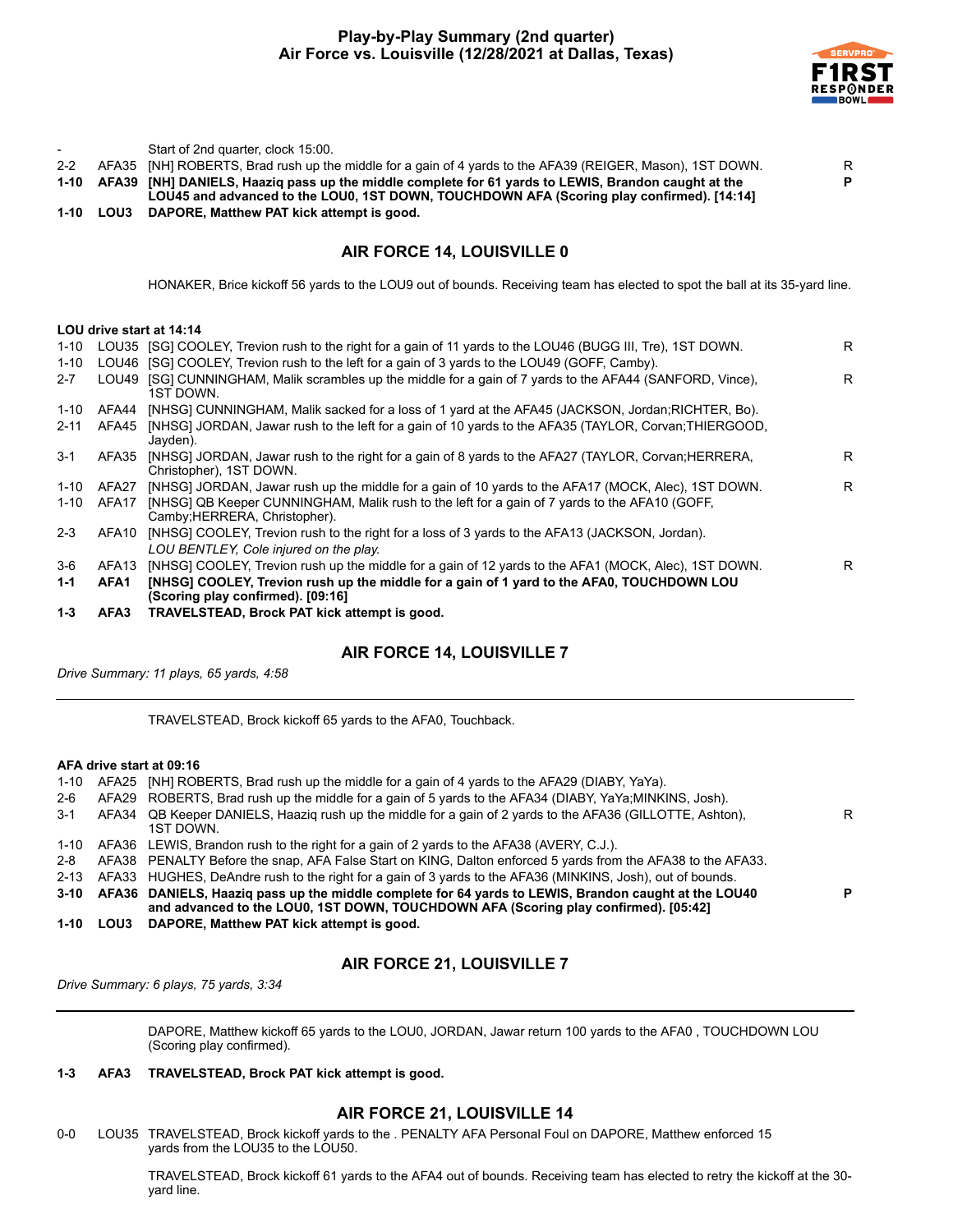# Play-by-Play Summary (2nd quarter)
## Air Force vs. Louisville (12/28/2021 at Dallas, Texas)

| | | | |
|---|---|---|---|
| - | | Start of 2nd quarter, clock 15:00. | |
| 2-2 | AFA35 | [NH] ROBERTS, Brad rush up the middle for a gain of 4 yards to the AFA39 (REIGER, Mason), 1ST DOWN. | R |
| **1-10** | **AFA39** | **[NH] DANIELS, Haaziq pass up the middle complete for 61 yards to LEWIS, Brandon caught at the LOU45 and advanced to the LOU0, 1ST DOWN, TOUCHDOWN AFA (Scoring play confirmed). [14:14]** | **P** |
| **1-10** | **LOU3** | **DAPORE, Matthew PAT kick attempt is good.** | |

### AIR FORCE 14, LOUISVILLE 0

HONAKER, Brice kickoff 56 yards to the LOU9 out of bounds. Receiving team has elected to spot the ball at its 35-yard line.

**LOU drive start at 14:14**

| | | | |
|---|---|---|---|
| 1-10 | LOU35 | [SG] COOLEY, Trevion rush to the right for a gain of 11 yards to the LOU46 (BUGG III, Tre), 1ST DOWN. | R |
| 1-10 | LOU46 | [SG] COOLEY, Trevion rush to the left for a gain of 3 yards to the LOU49 (GOFF, Camby). | |
| 2-7 | LOU49 | [SG] CUNNINGHAM, Malik scrambles up the middle for a gain of 7 yards to the AFA44 (SANFORD, Vince), 1ST DOWN. | R |
| 1-10 | AFA44 | [NHSG] CUNNINGHAM, Malik sacked for a loss of 1 yard at the AFA45 (JACKSON, Jordan;RICHTER, Bo). | |
| 2-11 | AFA45 | [NHSG] JORDAN, Jawar rush to the left for a gain of 10 yards to the AFA35 (TAYLOR, Corvan;THIERGOOD, Jayden). | |
| 3-1 | AFA35 | [NHSG] JORDAN, Jawar rush to the right for a gain of 8 yards to the AFA27 (TAYLOR, Corvan;HERRERA, Christopher), 1ST DOWN. | R |
| 1-10 | AFA27 | [NHSG] JORDAN, Jawar rush up the middle for a gain of 10 yards to the AFA17 (MOCK, Alec), 1ST DOWN. | R |
| 1-10 | AFA17 | [NHSG] QB Keeper CUNNINGHAM, Malik rush to the left for a gain of 7 yards to the AFA10 (GOFF, Camby;HERRERA, Christopher). | |
| 2-3 | AFA10 | [NHSG] COOLEY, Trevion rush to the right for a loss of 3 yards to the AFA13 (JACKSON, Jordan). *LOU BENTLEY, Cole injured on the play.* | |
| 3-6 | AFA13 | [NHSG] COOLEY, Trevion rush up the middle for a gain of 12 yards to the AFA1 (MOCK, Alec), 1ST DOWN. | R |
| **1-1** | **AFA1** | **[NHSG] COOLEY, Trevion rush up the middle for a gain of 1 yard to the AFA0, TOUCHDOWN LOU (Scoring play confirmed). [09:16]** | |
| **1-3** | **AFA3** | **TRAVELSTEAD, Brock PAT kick attempt is good.** | |

### AIR FORCE 14, LOUISVILLE 7

*Drive Summary: 11 plays, 65 yards, 4:58*

---

TRAVELSTEAD, Brock kickoff 65 yards to the AFA0, Touchback.

**AFA drive start at 09:16**

| | | | |
|---|---|---|---|
| 1-10 | AFA25 | [NH] ROBERTS, Brad rush up the middle for a gain of 4 yards to the AFA29 (DIABY, YaYa). | |
| 2-6 | AFA29 | ROBERTS, Brad rush up the middle for a gain of 5 yards to the AFA34 (DIABY, YaYa;MINKINS, Josh). | |
| 3-1 | AFA34 | QB Keeper DANIELS, Haaziq rush up the middle for a gain of 2 yards to the AFA36 (GILLOTTE, Ashton), 1ST DOWN. | R |
| 1-10 | AFA36 | LEWIS, Brandon rush to the right for a gain of 2 yards to the AFA38 (AVERY, C.J.). | |
| 2-8 | AFA38 | PENALTY Before the snap, AFA False Start on KING, Dalton enforced 5 yards from the AFA38 to the AFA33. | |
| 2-13 | AFA33 | HUGHES, DeAndre rush to the right for a gain of 3 yards to the AFA36 (MINKINS, Josh), out of bounds. | |
| **3-10** | **AFA36** | **DANIELS, Haaziq pass up the middle complete for 64 yards to LEWIS, Brandon caught at the LOU40 and advanced to the LOU0, 1ST DOWN, TOUCHDOWN AFA (Scoring play confirmed). [05:42]** | **P** |
| **1-10** | **LOU3** | **DAPORE, Matthew PAT kick attempt is good.** | |

### AIR FORCE 21, LOUISVILLE 7

*Drive Summary: 6 plays, 75 yards, 3:34*

---

DAPORE, Matthew kickoff 65 yards to the LOU0, JORDAN, Jawar return 100 yards to the AFA0 , TOUCHDOWN LOU (Scoring play confirmed).

**1-3 AFA3 TRAVELSTEAD, Brock PAT kick attempt is good.**

### AIR FORCE 21, LOUISVILLE 14

| | | |
|---|---|---|
| 0-0 | LOU35 | TRAVELSTEAD, Brock kickoff yards to the . PENALTY AFA Personal Foul on DAPORE, Matthew enforced 15 yards from the LOU35 to the LOU50. |

TRAVELSTEAD, Brock kickoff 61 yards to the AFA4 out of bounds. Receiving team has elected to retry the kickoff at the 30-yard line.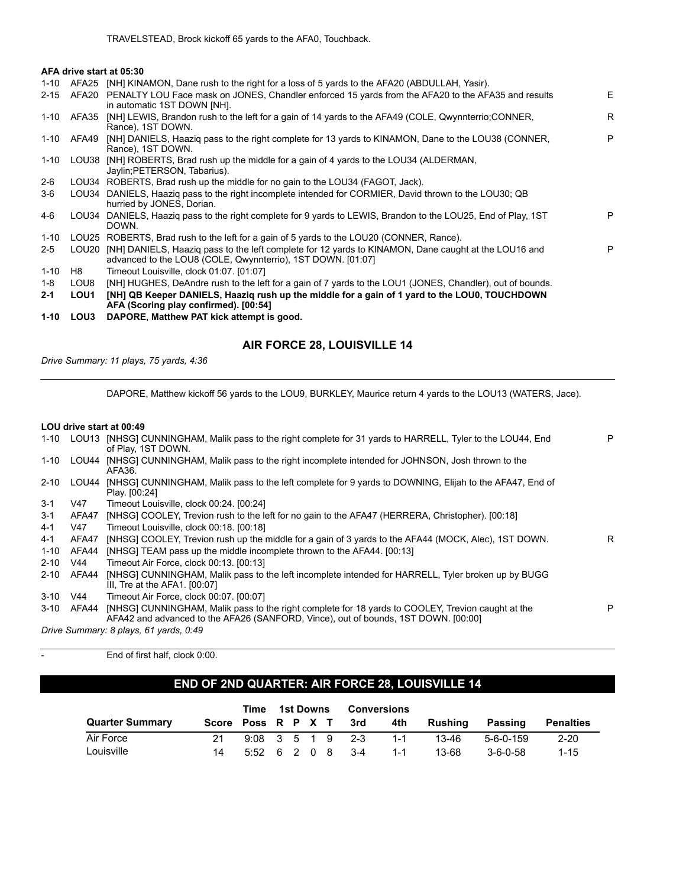TRAVELSTEAD, Brock kickoff 65 yards to the AFA0, Touchback.

**AFA drive start at 05:30**

| Down | Spot | Play | |
|---|---|---|---|
| 1-10 | AFA25 | [NH] KINAMON, Dane rush to the right for a loss of 5 yards to the AFA20 (ABDULLAH, Yasir). | |
| 2-15 | AFA20 | PENALTY LOU Face mask on JONES, Chandler enforced 15 yards from the AFA20 to the AFA35 and results in automatic 1ST DOWN [NH]. | E |
| 1-10 | AFA35 | [NH] LEWIS, Brandon rush to the left for a gain of 14 yards to the AFA49 (COLE, Qwynnterrio;CONNER, Rance), 1ST DOWN. | R |
| 1-10 | AFA49 | [NH] DANIELS, Haaziq pass to the right complete for 13 yards to KINAMON, Dane to the LOU38 (CONNER, Rance), 1ST DOWN. | P |
| 1-10 | LOU38 | [NH] ROBERTS, Brad rush up the middle for a gain of 4 yards to the LOU34 (ALDERMAN, Jaylin;PETERSON, Tabarius). | |
| 2-6 | LOU34 | ROBERTS, Brad rush up the middle for no gain to the LOU34 (FAGOT, Jack). | |
| 3-6 | LOU34 | DANIELS, Haaziq pass to the right incomplete intended for CORMIER, David thrown to the LOU30; QB hurried by JONES, Dorian. | |
| 4-6 | LOU34 | DANIELS, Haaziq pass to the right complete for 9 yards to LEWIS, Brandon to the LOU25, End of Play, 1ST DOWN. | P |
| 1-10 | LOU25 | ROBERTS, Brad rush to the left for a gain of 5 yards to the LOU20 (CONNER, Rance). | |
| 2-5 | LOU20 | [NH] DANIELS, Haaziq pass to the left complete for 12 yards to KINAMON, Dane caught at the LOU16 and advanced to the LOU8 (COLE, Qwynnterrio), 1ST DOWN. [01:07] | P |
| 1-10 | H8 | Timeout Louisville, clock 01:07. [01:07] | |
| 1-8 | LOU8 | [NH] HUGHES, DeAndre rush to the left for a gain of 7 yards to the LOU1 (JONES, Chandler), out of bounds. | |
| **2-1** | **LOU1** | **[NH] QB Keeper DANIELS, Haaziq rush up the middle for a gain of 1 yard to the LOU0, TOUCHDOWN AFA (Scoring play confirmed). [00:54]** | |
| **1-10** | **LOU3** | **DAPORE, Matthew PAT kick attempt is good.** | |

## AIR FORCE 28, LOUISVILLE 14

*Drive Summary: 11 plays, 75 yards, 4:36*

DAPORE, Matthew kickoff 56 yards to the LOU9, BURKLEY, Maurice return 4 yards to the LOU13 (WATERS, Jace).

**LOU drive start at 00:49**

| Down | Spot | Play | |
|---|---|---|---|
| 1-10 | LOU13 | [NHSG] CUNNINGHAM, Malik pass to the right complete for 31 yards to HARRELL, Tyler to the LOU44, End of Play, 1ST DOWN. | P |
| 1-10 | LOU44 | [NHSG] CUNNINGHAM, Malik pass to the right incomplete intended for JOHNSON, Josh thrown to the AFA36. | |
| 2-10 | LOU44 | [NHSG] CUNNINGHAM, Malik pass to the left complete for 9 yards to DOWNING, Elijah to the AFA47, End of Play. [00:24] | |
| 3-1 | V47 | Timeout Louisville, clock 00:24. [00:24] | |
| 3-1 | AFA47 | [NHSG] COOLEY, Trevion rush to the left for no gain to the AFA47 (HERRERA, Christopher). [00:18] | |
| 4-1 | V47 | Timeout Louisville, clock 00:18. [00:18] | |
| 4-1 | AFA47 | [NHSG] COOLEY, Trevion rush up the middle for a gain of 3 yards to the AFA44 (MOCK, Alec), 1ST DOWN. | R |
| 1-10 | AFA44 | [NHSG] TEAM pass up the middle incomplete thrown to the AFA44. [00:13] | |
| 2-10 | V44 | Timeout Air Force, clock 00:13. [00:13] | |
| 2-10 | AFA44 | [NHSG] CUNNINGHAM, Malik pass to the left incomplete intended for HARRELL, Tyler broken up by BUGG III, Tre at the AFA1. [00:07] | |
| 3-10 | V44 | Timeout Air Force, clock 00:07. [00:07] | |
| 3-10 | AFA44 | [NHSG] CUNNINGHAM, Malik pass to the right complete for 18 yards to COOLEY, Trevion caught at the AFA42 and advanced to the AFA26 (SANFORD, Vince), out of bounds, 1ST DOWN. [00:00] | P |

*Drive Summary: 8 plays, 61 yards, 0:49*

\- End of first half, clock 0:00.

## END OF 2ND QUARTER: AIR FORCE 28, LOUISVILLE 14

| Quarter Summary | Score | Time Poss | 1st Downs R | P | X | T | Conversions 3rd | 4th | Rushing | Passing | Penalties |
|---|---|---|---|---|---|---|---|---|---|---|---|
| Air Force | 21 | 9:08 | 3 | 5 | 1 | 9 | 2-3 | 1-1 | 13-46 | 5-6-0-159 | 2-20 |
| Louisville | 14 | 5:52 | 6 | 2 | 0 | 8 | 3-4 | 1-1 | 13-68 | 3-6-0-58 | 1-15 |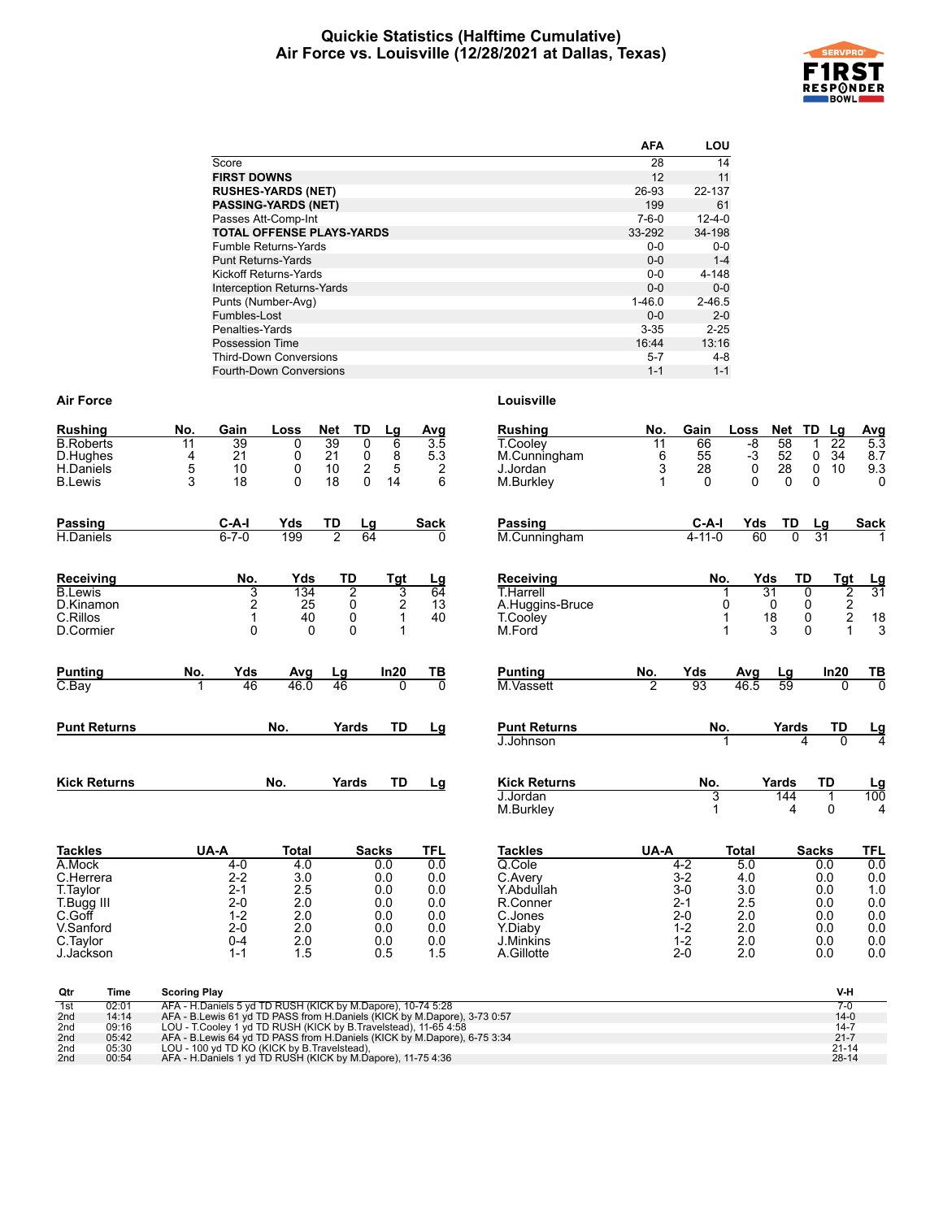# Quickie Statistics (Halftime Cumulative)
## Air Force vs. Louisville (12/28/2021 at Dallas, Texas)

| | AFA | LOU |
|---|---|---|
| Score | 28 | 14 |
| **FIRST DOWNS** | 12 | 11 |
| **RUSHES-YARDS (NET)** | 26-93 | 22-137 |
| **PASSING-YARDS (NET)** | 199 | 61 |
| Passes Att-Comp-Int | 7-6-0 | 12-4-0 |
| **TOTAL OFFENSE PLAYS-YARDS** | 33-292 | 34-198 |
| Fumble Returns-Yards | 0-0 | 0-0 |
| Punt Returns-Yards | 0-0 | 1-4 |
| Kickoff Returns-Yards | 0-0 | 4-148 |
| Interception Returns-Yards | 0-0 | 0-0 |
| Punts (Number-Avg) | 1-46.0 | 2-46.5 |
| Fumbles-Lost | 0-0 | 2-0 |
| Penalties-Yards | 3-35 | 2-25 |
| Possession Time | 16:44 | 13:16 |
| Third-Down Conversions | 5-7 | 4-8 |
| Fourth-Down Conversions | 1-1 | 1-1 |

### Air Force

| Rushing | No. | Gain | Loss | Net | TD | Lg | Avg |
|---|---|---|---|---|---|---|---|
| B.Roberts | 11 | 39 | 0 | 39 | 0 | 6 | 3.5 |
| D.Hughes | 4 | 21 | 0 | 21 | 0 | 8 | 5.3 |
| H.Daniels | 5 | 10 | 0 | 10 | 2 | 5 | 2 |
| B.Lewis | 3 | 18 | 0 | 18 | 0 | 14 | 6 |

| Passing | C-A-I | Yds | TD | Lg | Sack |
|---|---|---|---|---|---|
| H.Daniels | 6-7-0 | 199 | 2 | 64 | 0 |

| Receiving | No. | Yds | TD | Tgt | Lg |
|---|---|---|---|---|---|
| B.Lewis | 3 | 134 | 2 | 3 | 64 |
| D.Kinamon | 2 | 25 | 0 | 2 | 13 |
| C.Rillos | 1 | 40 | 0 | 1 | 40 |
| D.Cormier | 0 | 0 | 0 | 1 | |

| Punting | No. | Yds | Avg | Lg | In20 | TB |
|---|---|---|---|---|---|---|
| C.Bay | 1 | 46 | 46.0 | 46 | 0 | 0 |

| Punt Returns | No. | Yards | TD | Lg |
|---|---|---|---|---|

| Kick Returns | No. | Yards | TD | Lg |
|---|---|---|---|---|

| Tackles | UA-A | Total | Sacks | TFL |
|---|---|---|---|---|
| A.Mock | 4-0 | 4.0 | 0.0 | 0.0 |
| C.Herrera | 2-2 | 3.0 | 0.0 | 0.0 |
| T.Taylor | 2-1 | 2.5 | 0.0 | 0.0 |
| T.Bugg III | 2-0 | 2.0 | 0.0 | 0.0 |
| C.Goff | 1-2 | 2.0 | 0.0 | 0.0 |
| V.Sanford | 2-0 | 2.0 | 0.0 | 0.0 |
| C.Taylor | 0-4 | 2.0 | 0.0 | 0.0 |
| J.Jackson | 1-1 | 1.5 | 0.5 | 1.5 |

### Louisville

| Rushing | No. | Gain | Loss | Net | TD | Lg | Avg |
|---|---|---|---|---|---|---|---|
| T.Cooley | 11 | 66 | -8 | 58 | 1 | 22 | 5.3 |
| M.Cunningham | 6 | 55 | -3 | 52 | 0 | 34 | 8.7 |
| J.Jordan | 3 | 28 | 0 | 28 | 0 | 10 | 9.3 |
| M.Burkley | 1 | 0 | 0 | 0 | 0 | | 0 |

| Passing | C-A-I | Yds | TD | Lg | Sack |
|---|---|---|---|---|---|
| M.Cunningham | 4-11-0 | 60 | 0 | 31 | 1 |

| Receiving | No. | Yds | TD | Tgt | Lg |
|---|---|---|---|---|---|
| T.Harrell | 1 | 31 | 0 | 2 | 31 |
| A.Huggins-Bruce | 0 | 0 | 0 | 2 | |
| T.Cooley | 1 | 18 | 0 | 2 | 18 |
| M.Ford | 1 | 3 | 0 | 1 | 3 |

| Punting | No. | Yds | Avg | Lg | In20 | TB |
|---|---|---|---|---|---|---|
| M.Vassett | 2 | 93 | 46.5 | 59 | 0 | 0 |

| Punt Returns | No. | Yards | TD | Lg |
|---|---|---|---|---|
| J.Johnson | 1 | 4 | 0 | 4 |

| Kick Returns | No. | Yards | TD | Lg |
|---|---|---|---|---|
| J.Jordan | 3 | 144 | 1 | 100 |
| M.Burkley | 1 | 4 | 0 | 4 |

| Tackles | UA-A | Total | Sacks | TFL |
|---|---|---|---|---|
| Q.Cole | 4-2 | 5.0 | 0.0 | 0.0 |
| C.Avery | 3-2 | 4.0 | 0.0 | 0.0 |
| Y.Abdullah | 3-0 | 3.0 | 0.0 | 1.0 |
| R.Conner | 2-1 | 2.5 | 0.0 | 0.0 |
| C.Jones | 2-0 | 2.0 | 0.0 | 0.0 |
| Y.Diaby | 1-2 | 2.0 | 0.0 | 0.0 |
| J.Minkins | 1-2 | 2.0 | 0.0 | 0.0 |
| A.Gillotte | 2-0 | 2.0 | 0.0 | 0.0 |

| Qtr | Time | Scoring Play | V-H |
|---|---|---|---|
| 1st | 02:01 | AFA - H.Daniels 5 yd TD RUSH (KICK by M.Dapore), 10-74 5:28 | 7-0 |
| 2nd | 14:14 | AFA - B.Lewis 61 yd TD PASS from H.Daniels (KICK by M.Dapore), 3-73 0:57 | 14-0 |
| 2nd | 09:16 | LOU - T.Cooley 1 yd TD RUSH (KICK by B.Travelstead), 11-65 4:58 | 14-7 |
| 2nd | 05:42 | AFA - B.Lewis 64 yd TD PASS from H.Daniels (KICK by M.Dapore), 6-75 3:34 | 21-7 |
| 2nd | 05:30 | LOU - 100 yd TD KO (KICK by B.Travelstead), | 21-14 |
| 2nd | 00:54 | AFA - H.Daniels 1 yd TD RUSH (KICK by M.Dapore), 11-75 4:36 | 28-14 |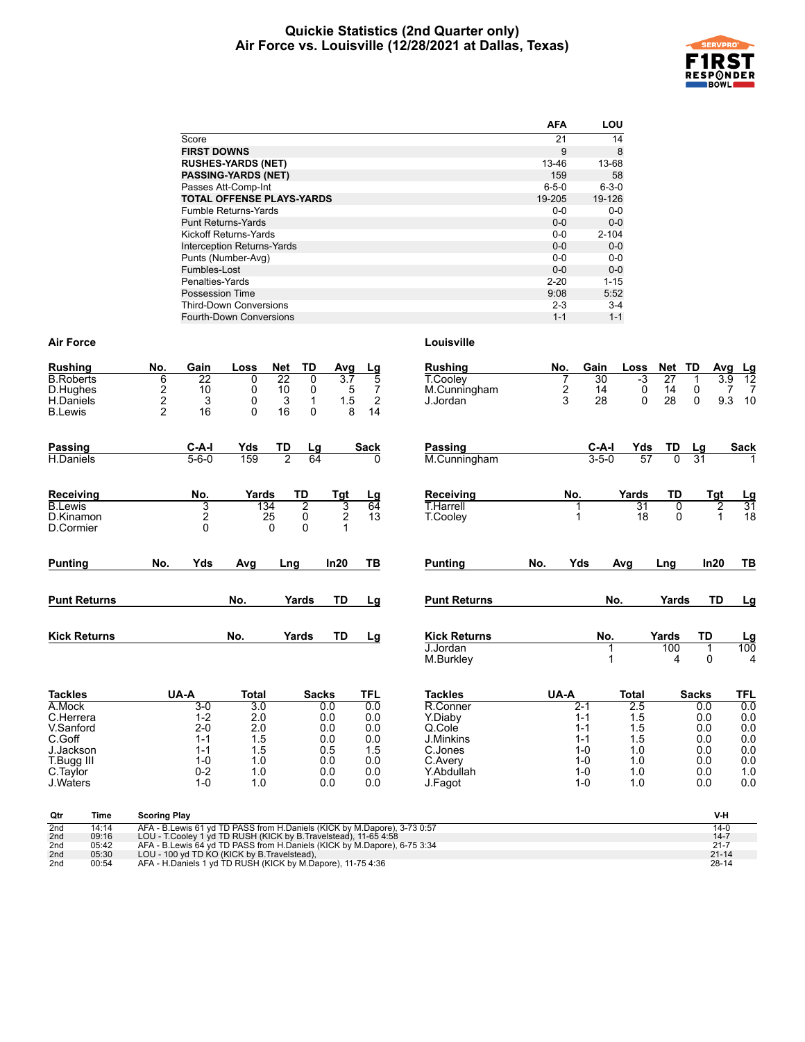# Quickie Statistics (2nd Quarter only)
## Air Force vs. Louisville (12/28/2021 at Dallas, Texas)

| | AFA | LOU |
|---|---|---|
| Score | 21 | 14 |
| **FIRST DOWNS** | 9 | 8 |
| **RUSHES-YARDS (NET)** | 13-46 | 13-68 |
| **PASSING-YARDS (NET)** | 159 | 58 |
| Passes Att-Comp-Int | 6-5-0 | 6-3-0 |
| **TOTAL OFFENSE PLAYS-YARDS** | 19-205 | 19-126 |
| Fumble Returns-Yards | 0-0 | 0-0 |
| Punt Returns-Yards | 0-0 | 0-0 |
| Kickoff Returns-Yards | 0-0 | 2-104 |
| Interception Returns-Yards | 0-0 | 0-0 |
| Punts (Number-Avg) | 0-0 | 0-0 |
| Fumbles-Lost | 0-0 | 0-0 |
| Penalties-Yards | 2-20 | 1-15 |
| Possession Time | 9:08 | 5:52 |
| Third-Down Conversions | 2-3 | 3-4 |
| Fourth-Down Conversions | 1-1 | 1-1 |

### Air Force

| Rushing | No. | Gain | Loss | Net | TD | Avg | Lg |
|---|---|---|---|---|---|---|---|
| B.Roberts | 6 | 22 | 0 | 22 | 0 | 3.7 | 5 |
| D.Hughes | 2 | 10 | 0 | 10 | 0 | 5 | 7 |
| H.Daniels | 2 | 3 | 0 | 3 | 1 | 1.5 | 2 |
| B.Lewis | 2 | 16 | 0 | 16 | 0 | 8 | 14 |

| Passing | C-A-I | Yds | TD | Lg | Sack |
|---|---|---|---|---|---|
| H.Daniels | 5-6-0 | 159 | 2 | 64 | 0 |

| Receiving | No. | Yards | TD | Tgt | Lg |
|---|---|---|---|---|---|
| B.Lewis | 3 | 134 | 2 | 3 | 64 |
| D.Kinamon | 2 | 25 | 0 | 2 | 13 |
| D.Cormier | 0 | 0 | 0 | 1 | |

| Punting | No. | Yds | Avg | Lng | In20 | TB |
|---|---|---|---|---|---|---|

| Punt Returns | No. | Yards | TD | Lg |
|---|---|---|---|---|

| Kick Returns | No. | Yards | TD | Lg |
|---|---|---|---|---|

| Tackles | UA-A | Total | Sacks | TFL |
|---|---|---|---|---|
| A.Mock | 3-0 | 3.0 | 0.0 | 0.0 |
| C.Herrera | 1-2 | 2.0 | 0.0 | 0.0 |
| V.Sanford | 2-0 | 2.0 | 0.0 | 0.0 |
| C.Goff | 1-1 | 1.5 | 0.0 | 0.0 |
| J.Jackson | 1-1 | 1.5 | 0.5 | 1.5 |
| T.Bugg III | 1-0 | 1.0 | 0.0 | 0.0 |
| C.Taylor | 0-2 | 1.0 | 0.0 | 0.0 |
| J.Waters | 1-0 | 1.0 | 0.0 | 0.0 |

### Louisville

| Rushing | No. | Gain | Loss | Net | TD | Avg | Lg |
|---|---|---|---|---|---|---|---|
| T.Cooley | 7 | 30 | -3 | 27 | 1 | 3.9 | 12 |
| M.Cunningham | 2 | 14 | 0 | 14 | 0 | 7 | 7 |
| J.Jordan | 3 | 28 | 0 | 28 | 0 | 9.3 | 10 |

| Passing | C-A-I | Yds | TD | Lg | Sack |
|---|---|---|---|---|---|
| M.Cunningham | 3-5-0 | 57 | 0 | 31 | 1 |

| Receiving | No. | Yards | TD | Tgt | Lg |
|---|---|---|---|---|---|
| T.Harrell | 1 | 31 | 0 | 2 | 31 |
| T.Cooley | 1 | 18 | 0 | 1 | 18 |

| Punting | No. | Yds | Avg | Lng | In20 | TB |
|---|---|---|---|---|---|---|

| Punt Returns | No. | Yards | TD | Lg |
|---|---|---|---|---|

| Kick Returns | No. | Yards | TD | Lg |
|---|---|---|---|---|
| J.Jordan | 1 | 100 | 1 | 100 |
| M.Burkley | 1 | 4 | 0 | 4 |

| Tackles | UA-A | Total | Sacks | TFL |
|---|---|---|---|---|
| R.Conner | 2-1 | 2.5 | 0.0 | 0.0 |
| Y.Diaby | 1-1 | 1.5 | 0.0 | 0.0 |
| Q.Cole | 1-1 | 1.5 | 0.0 | 0.0 |
| J.Minkins | 1-1 | 1.5 | 0.0 | 0.0 |
| C.Jones | 1-0 | 1.0 | 0.0 | 0.0 |
| C.Avery | 1-0 | 1.0 | 0.0 | 0.0 |
| Y.Abdullah | 1-0 | 1.0 | 0.0 | 1.0 |
| J.Fagot | 1-0 | 1.0 | 0.0 | 0.0 |

| Qtr | Time | Scoring Play | V-H |
|---|---|---|---|
| 2nd | 14:14 | AFA - B.Lewis 61 yd TD PASS from H.Daniels (KICK by M.Dapore), 3-73 0:57 | 14-0 |
| 2nd | 09:16 | LOU - T.Cooley 1 yd TD RUSH (KICK by B.Travelstead), 11-65 4:58 | 14-7 |
| 2nd | 05:42 | AFA - B.Lewis 64 yd TD PASS from H.Daniels (KICK by M.Dapore), 6-75 3:34 | 21-7 |
| 2nd | 05:30 | LOU - 100 yd TD KO (KICK by B.Travelstead), | 21-14 |
| 2nd | 00:54 | AFA - H.Daniels 1 yd TD RUSH (KICK by M.Dapore), 11-75 4:36 | 28-14 |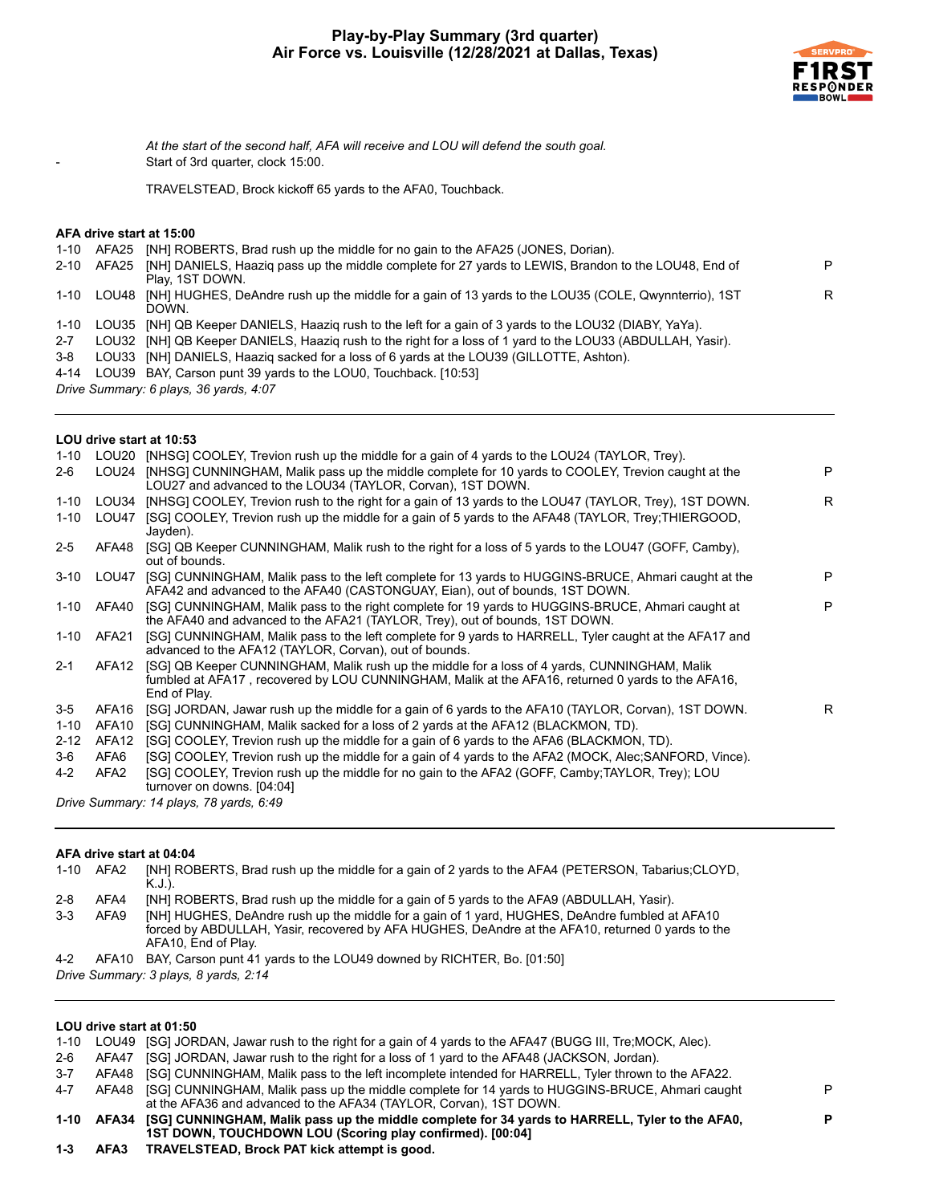# Play-by-Play Summary (3rd quarter)
# Air Force vs. Louisville (12/28/2021 at Dallas, Texas)

*At the start of the second half, AFA will receive and LOU will defend the south goal.*

- Start of 3rd quarter, clock 15:00.

TRAVELSTEAD, Brock kickoff 65 yards to the AFA0, Touchback.

**AFA drive start at 15:00**

| | | | |
|---|---|---|---|
| 1-10 | AFA25 | [NH] ROBERTS, Brad rush up the middle for no gain to the AFA25 (JONES, Dorian). | |
| 2-10 | AFA25 | [NH] DANIELS, Haaziq pass up the middle complete for 27 yards to LEWIS, Brandon to the LOU48, End of Play, 1ST DOWN. | P |
| 1-10 | LOU48 | [NH] HUGHES, DeAndre rush up the middle for a gain of 13 yards to the LOU35 (COLE, Qwynnterrio), 1ST DOWN. | R |
| 1-10 | LOU35 | [NH] QB Keeper DANIELS, Haaziq rush to the left for a gain of 3 yards to the LOU32 (DIABY, YaYa). | |
| 2-7 | LOU32 | [NH] QB Keeper DANIELS, Haaziq rush to the right for a loss of 1 yard to the LOU33 (ABDULLAH, Yasir). | |
| 3-8 | LOU33 | [NH] DANIELS, Haaziq sacked for a loss of 6 yards at the LOU39 (GILLOTTE, Ashton). | |
| 4-14 | LOU39 | BAY, Carson punt 39 yards to the LOU0, Touchback. [10:53] | |

*Drive Summary: 6 plays, 36 yards, 4:07*

**LOU drive start at 10:53**

| | | | |
|---|---|---|---|
| 1-10 | LOU20 | [NHSG] COOLEY, Trevion rush up the middle for a gain of 4 yards to the LOU24 (TAYLOR, Trey). | |
| 2-6 | LOU24 | [NHSG] CUNNINGHAM, Malik pass up the middle complete for 10 yards to COOLEY, Trevion caught at the LOU27 and advanced to the LOU34 (TAYLOR, Corvan), 1ST DOWN. | P |
| 1-10 | LOU34 | [NHSG] COOLEY, Trevion rush to the right for a gain of 13 yards to the LOU47 (TAYLOR, Trey), 1ST DOWN. | R |
| 1-10 | LOU47 | [SG] COOLEY, Trevion rush up the middle for a gain of 5 yards to the AFA48 (TAYLOR, Trey;THIERGOOD, Jayden). | |
| 2-5 | AFA48 | [SG] QB Keeper CUNNINGHAM, Malik rush to the right for a loss of 5 yards to the LOU47 (GOFF, Camby), out of bounds. | |
| 3-10 | LOU47 | [SG] CUNNINGHAM, Malik pass to the left complete for 13 yards to HUGGINS-BRUCE, Ahmari caught at the AFA42 and advanced to the AFA40 (CASTONGUAY, Eian), out of bounds, 1ST DOWN. | P |
| 1-10 | AFA40 | [SG] CUNNINGHAM, Malik pass to the right complete for 19 yards to HUGGINS-BRUCE, Ahmari caught at the AFA40 and advanced to the AFA21 (TAYLOR, Trey), out of bounds, 1ST DOWN. | P |
| 1-10 | AFA21 | [SG] CUNNINGHAM, Malik pass to the left complete for 9 yards to HARRELL, Tyler caught at the AFA17 and advanced to the AFA12 (TAYLOR, Corvan), out of bounds. | |
| 2-1 | AFA12 | [SG] QB Keeper CUNNINGHAM, Malik rush up the middle for a loss of 4 yards, CUNNINGHAM, Malik fumbled at AFA17 , recovered by LOU CUNNINGHAM, Malik at the AFA16, returned 0 yards to the AFA16, End of Play. | |
| 3-5 | AFA16 | [SG] JORDAN, Jawar rush up the middle for a gain of 6 yards to the AFA10 (TAYLOR, Corvan), 1ST DOWN. | R |
| 1-10 | AFA10 | [SG] CUNNINGHAM, Malik sacked for a loss of 2 yards at the AFA12 (BLACKMON, TD). | |
| 2-12 | AFA12 | [SG] COOLEY, Trevion rush up the middle for a gain of 6 yards to the AFA6 (BLACKMON, TD). | |
| 3-6 | AFA6 | [SG] COOLEY, Trevion rush up the middle for a gain of 4 yards to the AFA2 (MOCK, Alec;SANFORD, Vince). | |
| 4-2 | AFA2 | [SG] COOLEY, Trevion rush up the middle for no gain to the AFA2 (GOFF, Camby;TAYLOR, Trey); LOU turnover on downs. [04:04] | |

*Drive Summary: 14 plays, 78 yards, 6:49*

**AFA drive start at 04:04**

| | | | |
|---|---|---|---|
| 1-10 | AFA2 | [NH] ROBERTS, Brad rush up the middle for a gain of 2 yards to the AFA4 (PETERSON, Tabarius;CLOYD, K.J.). | |
| 2-8 | AFA4 | [NH] ROBERTS, Brad rush up the middle for a gain of 5 yards to the AFA9 (ABDULLAH, Yasir). | |
| 3-3 | AFA9 | [NH] HUGHES, DeAndre rush up the middle for a gain of 1 yard, HUGHES, DeAndre fumbled at AFA10 forced by ABDULLAH, Yasir, recovered by AFA HUGHES, DeAndre at the AFA10, returned 0 yards to the AFA10, End of Play. | |
| 4-2 | AFA10 | BAY, Carson punt 41 yards to the LOU49 downed by RICHTER, Bo. [01:50] | |

*Drive Summary: 3 plays, 8 yards, 2:14*

**LOU drive start at 01:50**

| | | | |
|---|---|---|---|
| 1-10 | LOU49 | [SG] JORDAN, Jawar rush to the right for a gain of 4 yards to the AFA47 (BUGG III, Tre;MOCK, Alec). | |
| 2-6 | AFA47 | [SG] JORDAN, Jawar rush to the right for a loss of 1 yard to the AFA48 (JACKSON, Jordan). | |
| 3-7 | AFA48 | [SG] CUNNINGHAM, Malik pass to the left incomplete intended for HARRELL, Tyler thrown to the AFA22. | |
| 4-7 | AFA48 | [SG] CUNNINGHAM, Malik pass up the middle complete for 14 yards to HUGGINS-BRUCE, Ahmari caught at the AFA36 and advanced to the AFA34 (TAYLOR, Corvan), 1ST DOWN. | P |
| **1-10** | **AFA34** | **[SG] CUNNINGHAM, Malik pass up the middle complete for 34 yards to HARRELL, Tyler to the AFA0, 1ST DOWN, TOUCHDOWN LOU (Scoring play confirmed). [00:04]** | **P** |
| **1-3** | **AFA3** | **TRAVELSTEAD, Brock PAT kick attempt is good.** | |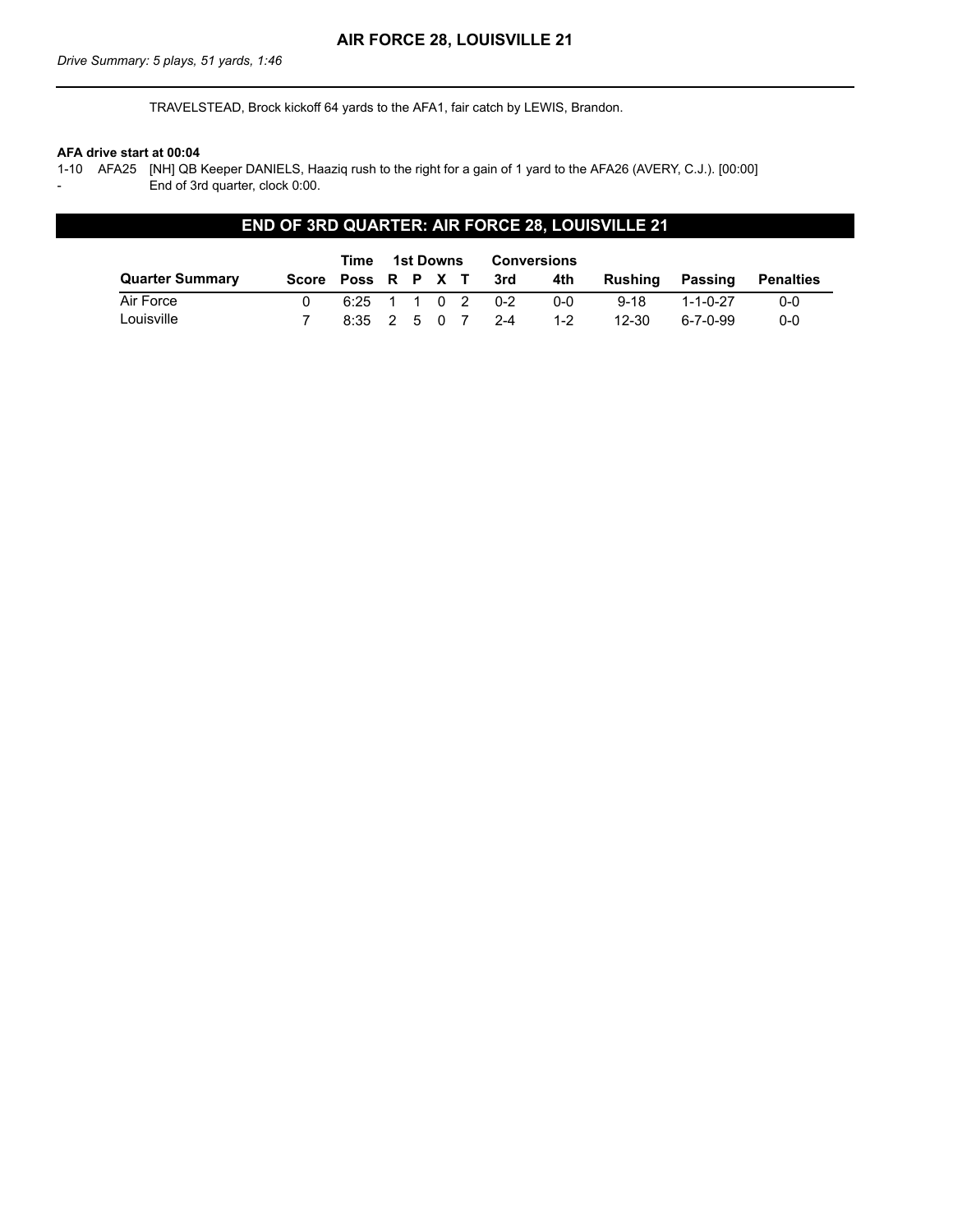## AIR FORCE 28, LOUISVILLE 21

*Drive Summary: 5 plays, 51 yards, 1:46*

---

TRAVELSTEAD, Brock kickoff 64 yards to the AFA1, fair catch by LEWIS, Brandon.

**AFA drive start at 00:04**

1-10 AFA25 [NH] QB Keeper DANIELS, Haaziq rush to the right for a gain of 1 yard to the AFA26 (AVERY, C.J.). [00:00]

- End of 3rd quarter, clock 0:00.

## END OF 3RD QUARTER: AIR FORCE 28, LOUISVILLE 21

| | | Time | 1st Downs | | | | Conversions | | | | |
|---|---|---|---|---|---|---|---|---|---|---|---|
| **Quarter Summary** | **Score** | **Poss** | **R** | **P** | **X** | **T** | **3rd** | **4th** | **Rushing** | **Passing** | **Penalties** |
| Air Force | 0 | 6:25 | 1 | 1 | 0 | 2 | 0-2 | 0-0 | 9-18 | 1-1-0-27 | 0-0 |
| Louisville | 7 | 8:35 | 2 | 5 | 0 | 7 | 2-4 | 1-2 | 12-30 | 6-7-0-99 | 0-0 |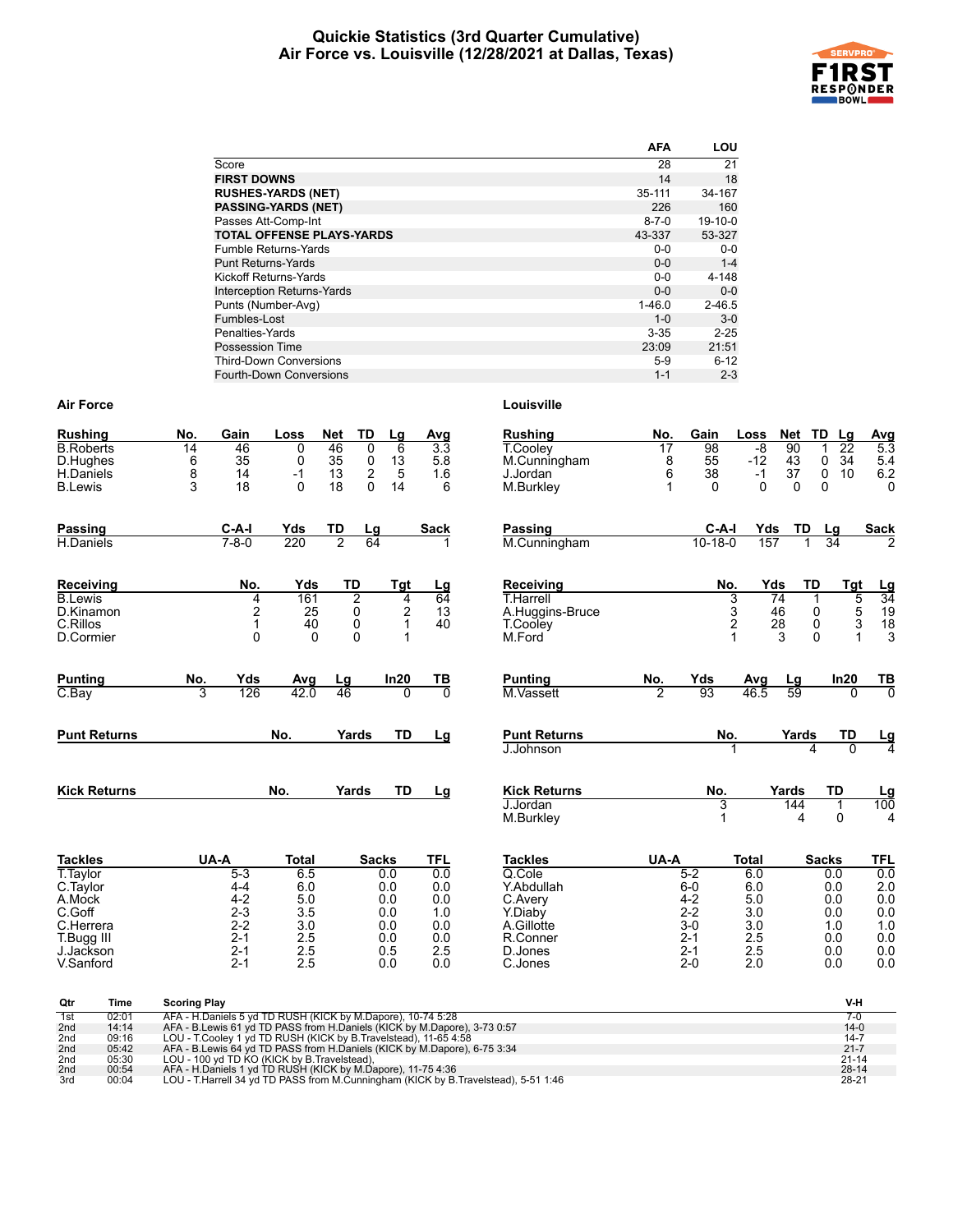# Quickie Statistics (3rd Quarter Cumulative)
## Air Force vs. Louisville (12/28/2021 at Dallas, Texas)

| | AFA | LOU |
|---|---|---|
| Score | 28 | 21 |
| **FIRST DOWNS** | 14 | 18 |
| **RUSHES-YARDS (NET)** | 35-111 | 34-167 |
| **PASSING-YARDS (NET)** | 226 | 160 |
| Passes Att-Comp-Int | 8-7-0 | 19-10-0 |
| **TOTAL OFFENSE PLAYS-YARDS** | 43-337 | 53-327 |
| Fumble Returns-Yards | 0-0 | 0-0 |
| Punt Returns-Yards | 0-0 | 1-4 |
| Kickoff Returns-Yards | 0-0 | 4-148 |
| Interception Returns-Yards | 0-0 | 0-0 |
| Punts (Number-Avg) | 1-46.0 | 2-46.5 |
| Fumbles-Lost | 1-0 | 3-0 |
| Penalties-Yards | 3-35 | 2-25 |
| Possession Time | 23:09 | 21:51 |
| Third-Down Conversions | 5-9 | 6-12 |
| Fourth-Down Conversions | 1-1 | 2-3 |

### Air Force

| Rushing | No. | Gain | Loss | Net | TD | Lg | Avg |
|---|---|---|---|---|---|---|---|
| B.Roberts | 14 | 46 | 0 | 46 | 0 | 6 | 3.3 |
| D.Hughes | 6 | 35 | 0 | 35 | 0 | 13 | 5.8 |
| H.Daniels | 8 | 14 | -1 | 13 | 2 | 5 | 1.6 |
| B.Lewis | 3 | 18 | 0 | 18 | 0 | 14 | 6 |

| Passing | C-A-I | Yds | TD | Lg | Sack |
|---|---|---|---|---|---|
| H.Daniels | 7-8-0 | 220 | 2 | 64 | 1 |

| Receiving | No. | Yds | TD | Tgt | Lg |
|---|---|---|---|---|---|
| B.Lewis | 4 | 161 | 2 | 4 | 64 |
| D.Kinamon | 2 | 25 | 0 | 2 | 13 |
| C.Rillos | 1 | 40 | 0 | 1 | 40 |
| D.Cormier | 0 | 0 | 0 | 1 | |

| Punting | No. | Yds | Avg | Lg | In20 | TB |
|---|---|---|---|---|---|---|
| C.Bay | 3 | 126 | 42.0 | 46 | 0 | 0 |

| Punt Returns | No. | Yards | TD | Lg |
|---|---|---|---|---|

| Kick Returns | No. | Yards | TD | Lg |
|---|---|---|---|---|

| Tackles | UA-A | Total | Sacks | TFL |
|---|---|---|---|---|
| T.Taylor | 5-3 | 6.5 | 0.0 | 0.0 |
| C.Taylor | 4-4 | 6.0 | 0.0 | 0.0 |
| A.Mock | 4-2 | 5.0 | 0.0 | 0.0 |
| C.Goff | 2-3 | 3.5 | 0.0 | 1.0 |
| C.Herrera | 2-2 | 3.0 | 0.0 | 0.0 |
| T.Bugg III | 2-1 | 2.5 | 0.0 | 0.0 |
| J.Jackson | 2-1 | 2.5 | 0.5 | 2.5 |
| V.Sanford | 2-1 | 2.5 | 0.0 | 0.0 |

### Louisville

| Rushing | No. | Gain | Loss | Net | TD | Lg | Avg |
|---|---|---|---|---|---|---|---|
| T.Cooley | 17 | 98 | -8 | 90 | 1 | 22 | 5.3 |
| M.Cunningham | 8 | 55 | -12 | 43 | 0 | 34 | 5.4 |
| J.Jordan | 6 | 38 | -1 | 37 | 0 | 10 | 6.2 |
| M.Burkley | 1 | 0 | 0 | 0 | 0 | | 0 |

| Passing | C-A-I | Yds | TD | Lg | Sack |
|---|---|---|---|---|---|
| M.Cunningham | 10-18-0 | 157 | 1 | 34 | 2 |

| Receiving | No. | Yds | TD | Tgt | Lg |
|---|---|---|---|---|---|
| T.Harrell | 3 | 74 | 1 | 5 | 34 |
| A.Huggins-Bruce | 3 | 46 | 0 | 5 | 19 |
| T.Cooley | 2 | 28 | 0 | 3 | 18 |
| M.Ford | 1 | 3 | 0 | 1 | 3 |

| Punting | No. | Yds | Avg | Lg | In20 | TB |
|---|---|---|---|---|---|---|
| M.Vassett | 2 | 93 | 46.5 | 59 | 0 | 0 |

| Punt Returns | No. | Yards | TD | Lg |
|---|---|---|---|---|
| J.Johnson | 1 | 4 | 0 | 4 |

| Kick Returns | No. | Yards | TD | Lg |
|---|---|---|---|---|
| J.Jordan | 3 | 144 | 1 | 100 |
| M.Burkley | 1 | 4 | 0 | 4 |

| Tackles | UA-A | Total | Sacks | TFL |
|---|---|---|---|---|
| Q.Cole | 5-2 | 6.0 | 0.0 | 0.0 |
| Y.Abdullah | 6-0 | 6.0 | 0.0 | 2.0 |
| C.Avery | 4-2 | 5.0 | 0.0 | 0.0 |
| Y.Diaby | 2-2 | 3.0 | 0.0 | 0.0 |
| A.Gillotte | 3-0 | 3.0 | 1.0 | 1.0 |
| R.Conner | 2-1 | 2.5 | 0.0 | 0.0 |
| D.Jones | 2-1 | 2.5 | 0.0 | 0.0 |
| C.Jones | 2-0 | 2.0 | 0.0 | 0.0 |

| Qtr | Time | Scoring Play | V-H |
|---|---|---|---|
| 1st | 02:01 | AFA - H.Daniels 5 yd TD RUSH (KICK by M.Dapore), 10-74 5:28 | 7-0 |
| 2nd | 14:14 | AFA - B.Lewis 61 yd TD PASS from H.Daniels (KICK by M.Dapore), 3-73 0:57 | 14-0 |
| 2nd | 09:16 | LOU - T.Cooley 1 yd TD RUSH (KICK by B.Travelstead), 11-65 4:58 | 14-7 |
| 2nd | 05:42 | AFA - B.Lewis 64 yd TD PASS from H.Daniels (KICK by M.Dapore), 6-75 3:34 | 21-7 |
| 2nd | 05:30 | LOU - 100 yd TD KO (KICK by B.Travelstead), | 21-14 |
| 2nd | 00:54 | AFA - H.Daniels 1 yd TD RUSH (KICK by M.Dapore), 11-75 4:36 | 28-14 |
| 3rd | 00:04 | LOU - T.Harrell 34 yd TD PASS from M.Cunningham (KICK by B.Travelstead), 5-51 1:46 | 28-21 |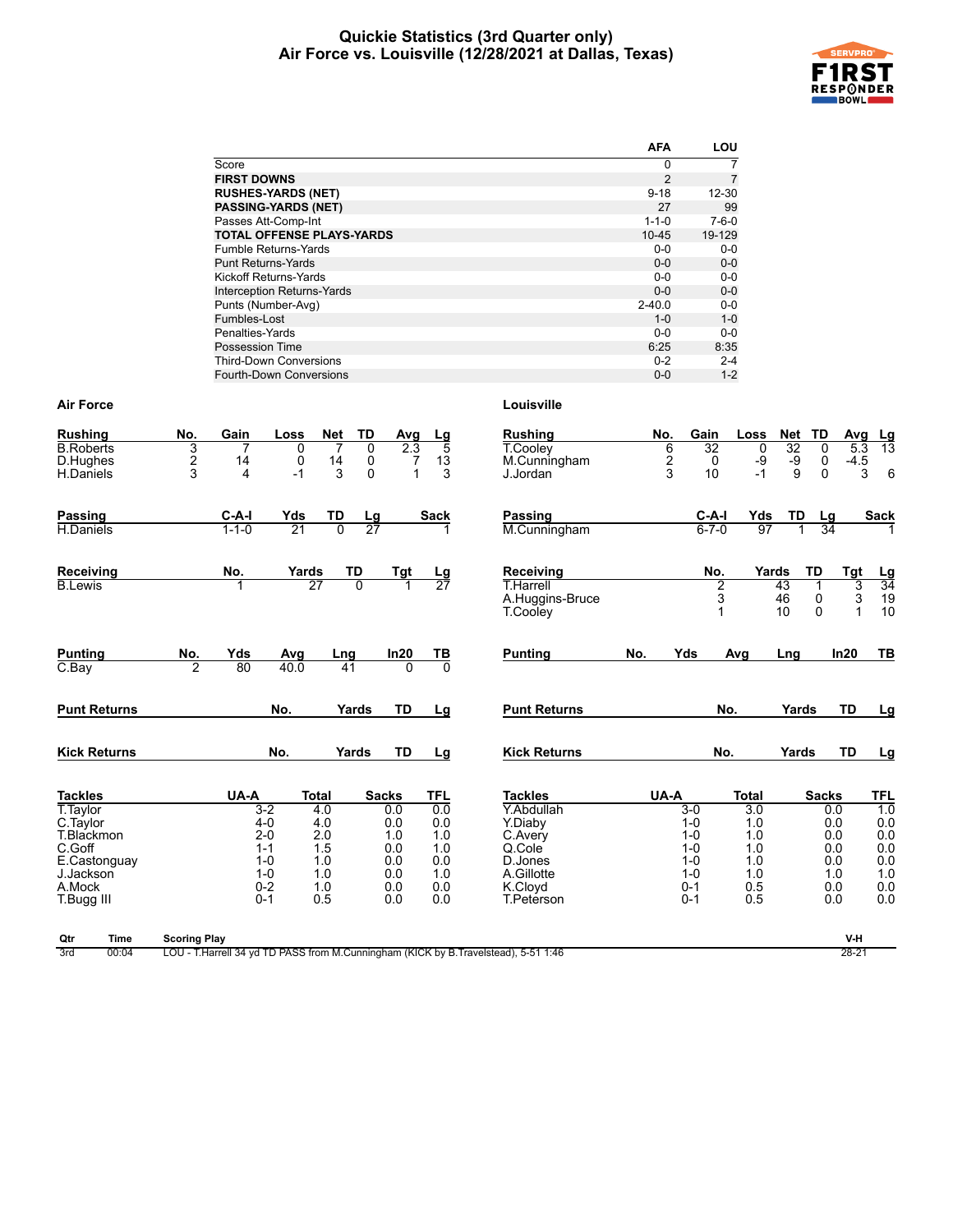# Quickie Statistics (3rd Quarter only)
## Air Force vs. Louisville (12/28/2021 at Dallas, Texas)

| | AFA | LOU |
|---|---|---|
| Score | 0 | 7 |
| **FIRST DOWNS** | 2 | 7 |
| **RUSHES-YARDS (NET)** | 9-18 | 12-30 |
| **PASSING-YARDS (NET)** | 27 | 99 |
| Passes Att-Comp-Int | 1-1-0 | 7-6-0 |
| **TOTAL OFFENSE PLAYS-YARDS** | 10-45 | 19-129 |
| Fumble Returns-Yards | 0-0 | 0-0 |
| Punt Returns-Yards | 0-0 | 0-0 |
| Kickoff Returns-Yards | 0-0 | 0-0 |
| Interception Returns-Yards | 0-0 | 0-0 |
| Punts (Number-Avg) | 2-40.0 | 0-0 |
| Fumbles-Lost | 1-0 | 1-0 |
| Penalties-Yards | 0-0 | 0-0 |
| Possession Time | 6:25 | 8:35 |
| Third-Down Conversions | 0-2 | 2-4 |
| Fourth-Down Conversions | 0-0 | 1-2 |

### Air Force

| Rushing | No. | Gain | Loss | Net | TD | Avg | Lg |
|---|---|---|---|---|---|---|---|
| B.Roberts | 3 | 7 | 0 | 7 | 0 | 2.3 | 5 |
| D.Hughes | 2 | 14 | 0 | 14 | 0 | 7 | 13 |
| H.Daniels | 3 | 4 | -1 | 3 | 0 | 1 | 3 |

| Passing | C-A-I | Yds | TD | Lg | Sack |
|---|---|---|---|---|---|
| H.Daniels | 1-1-0 | 21 | 0 | 27 | 1 |

| Receiving | No. | Yards | TD | Tgt | Lg |
|---|---|---|---|---|---|
| B.Lewis | 1 | 27 | 0 | 1 | 27 |

| Punting | No. | Yds | Avg | Lng | In20 | TB |
|---|---|---|---|---|---|---|
| C.Bay | 2 | 80 | 40.0 | 41 | 0 | 0 |

| Punt Returns | No. | Yards | TD | Lg |
|---|---|---|---|---|

| Kick Returns | No. | Yards | TD | Lg |
|---|---|---|---|---|

| Tackles | UA-A | Total | Sacks | TFL |
|---|---|---|---|---|
| T.Taylor | 3-2 | 4.0 | 0.0 | 0.0 |
| C.Taylor | 4-0 | 4.0 | 0.0 | 0.0 |
| T.Blackmon | 2-0 | 2.0 | 1.0 | 1.0 |
| C.Goff | 1-1 | 1.5 | 0.0 | 1.0 |
| E.Castonguay | 1-0 | 1.0 | 0.0 | 0.0 |
| J.Jackson | 1-0 | 1.0 | 0.0 | 1.0 |
| A.Mock | 0-2 | 1.0 | 0.0 | 0.0 |
| T.Bugg III | 0-1 | 0.5 | 0.0 | 0.0 |

### Louisville

| Rushing | No. | Gain | Loss | Net | TD | Avg | Lg |
|---|---|---|---|---|---|---|---|
| T.Cooley | 6 | 32 | 0 | 32 | 0 | 5.3 | 13 |
| M.Cunningham | 2 | 0 | -9 | -9 | 0 | -4.5 | |
| J.Jordan | 3 | 10 | -1 | 9 | 0 | 3 | 6 |

| Passing | C-A-I | Yds | TD | Lg | Sack |
|---|---|---|---|---|---|
| M.Cunningham | 6-7-0 | 97 | 1 | 34 | 1 |

| Receiving | No. | Yards | TD | Tgt | Lg |
|---|---|---|---|---|---|
| T.Harrell | 2 | 43 | 1 | 3 | 34 |
| A.Huggins-Bruce | 3 | 46 | 0 | 3 | 19 |
| T.Cooley | 1 | 10 | 0 | 1 | 10 |

| Punting | No. | Yds | Avg | Lng | In20 | TB |
|---|---|---|---|---|---|---|

| Punt Returns | No. | Yards | TD | Lg |
|---|---|---|---|---|

| Kick Returns | No. | Yards | TD | Lg |
|---|---|---|---|---|

| Tackles | UA-A | Total | Sacks | TFL |
|---|---|---|---|---|
| Y.Abdullah | 3-0 | 3.0 | 0.0 | 1.0 |
| Y.Diaby | 1-0 | 1.0 | 0.0 | 0.0 |
| C.Avery | 1-0 | 1.0 | 0.0 | 0.0 |
| Q.Cole | 1-0 | 1.0 | 0.0 | 0.0 |
| D.Jones | 1-0 | 1.0 | 0.0 | 0.0 |
| A.Gillotte | 1-0 | 1.0 | 1.0 | 1.0 |
| K.Cloyd | 0-1 | 0.5 | 0.0 | 0.0 |
| T.Peterson | 0-1 | 0.5 | 0.0 | 0.0 |

| Qtr | Time | Scoring Play | V-H |
|---|---|---|---|
| 3rd | 00:04 | LOU - T.Harrell 34 yd TD PASS from M.Cunningham (KICK by B.Travelstead), 5-51 1:46 | 28-21 |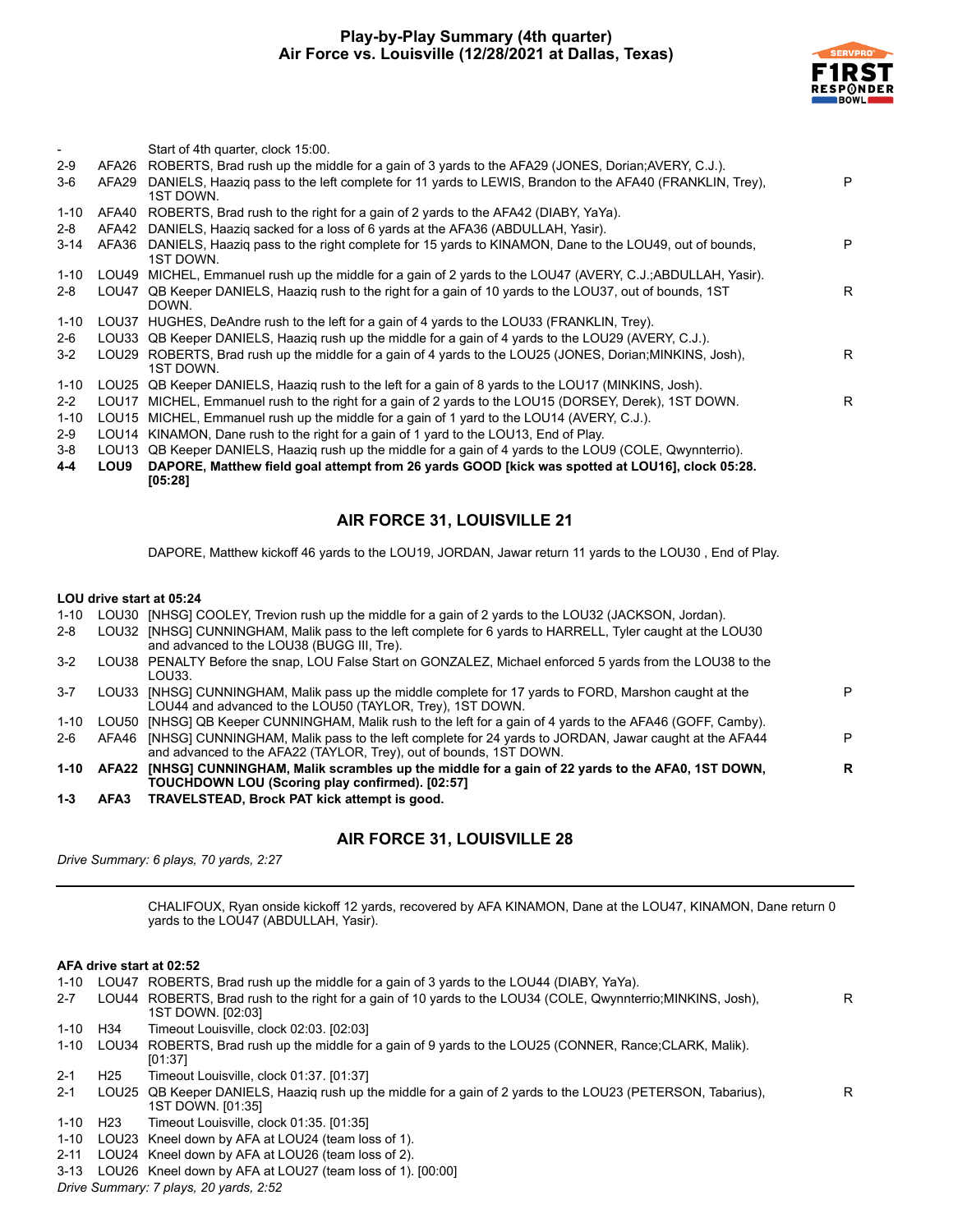# Play-by-Play Summary (4th quarter)
## Air Force vs. Louisville (12/28/2021 at Dallas, Texas)

| Down | Spot | Play | |
|---|---|---|---|
| - | | Start of 4th quarter, clock 15:00. | |
| 2-9 | AFA26 | ROBERTS, Brad rush up the middle for a gain of 3 yards to the AFA29 (JONES, Dorian;AVERY, C.J.). | |
| 3-6 | AFA29 | DANIELS, Haaziq pass to the left complete for 11 yards to LEWIS, Brandon to the AFA40 (FRANKLIN, Trey), 1ST DOWN. | P |
| 1-10 | AFA40 | ROBERTS, Brad rush to the right for a gain of 2 yards to the AFA42 (DIABY, YaYa). | |
| 2-8 | AFA42 | DANIELS, Haaziq sacked for a loss of 6 yards at the AFA36 (ABDULLAH, Yasir). | |
| 3-14 | AFA36 | DANIELS, Haaziq pass to the right complete for 15 yards to KINAMON, Dane to the LOU49, out of bounds, 1ST DOWN. | P |
| 1-10 | LOU49 | MICHEL, Emmanuel rush up the middle for a gain of 2 yards to the LOU47 (AVERY, C.J.;ABDULLAH, Yasir). | |
| 2-8 | LOU47 | QB Keeper DANIELS, Haaziq rush to the right for a gain of 10 yards to the LOU37, out of bounds, 1ST DOWN. | R |
| 1-10 | LOU37 | HUGHES, DeAndre rush to the left for a gain of 4 yards to the LOU33 (FRANKLIN, Trey). | |
| 2-6 | LOU33 | QB Keeper DANIELS, Haaziq rush up the middle for a gain of 4 yards to the LOU29 (AVERY, C.J.). | |
| 3-2 | LOU29 | ROBERTS, Brad rush up the middle for a gain of 4 yards to the LOU25 (JONES, Dorian;MINKINS, Josh), 1ST DOWN. | R |
| 1-10 | LOU25 | QB Keeper DANIELS, Haaziq rush to the left for a gain of 8 yards to the LOU17 (MINKINS, Josh). | |
| 2-2 | LOU17 | MICHEL, Emmanuel rush to the right for a gain of 2 yards to the LOU15 (DORSEY, Derek), 1ST DOWN. | R |
| 1-10 | LOU15 | MICHEL, Emmanuel rush up the middle for a gain of 1 yard to the LOU14 (AVERY, C.J.). | |
| 2-9 | LOU14 | KINAMON, Dane rush to the right for a gain of 1 yard to the LOU13, End of Play. | |
| 3-8 | LOU13 | QB Keeper DANIELS, Haaziq rush up the middle for a gain of 4 yards to the LOU9 (COLE, Qwynnterrio). | |
| **4-4** | **LOU9** | **DAPORE, Matthew field goal attempt from 26 yards GOOD [kick was spotted at LOU16], clock 05:28. [05:28]** | |

### AIR FORCE 31, LOUISVILLE 21

DAPORE, Matthew kickoff 46 yards to the LOU19, JORDAN, Jawar return 11 yards to the LOU30 , End of Play.

**LOU drive start at 05:24**

| Down | Spot | Play | |
|---|---|---|---|
| 1-10 | LOU30 | [NHSG] COOLEY, Trevion rush up the middle for a gain of 2 yards to the LOU32 (JACKSON, Jordan). | |
| 2-8 | LOU32 | [NHSG] CUNNINGHAM, Malik pass to the left complete for 6 yards to HARRELL, Tyler caught at the LOU30 and advanced to the LOU38 (BUGG III, Tre). | |
| 3-2 | LOU38 | PENALTY Before the snap, LOU False Start on GONZALEZ, Michael enforced 5 yards from the LOU38 to the LOU33. | |
| 3-7 | LOU33 | [NHSG] CUNNINGHAM, Malik pass up the middle complete for 17 yards to FORD, Marshon caught at the LOU44 and advanced to the LOU50 (TAYLOR, Trey), 1ST DOWN. | P |
| 1-10 | LOU50 | [NHSG] QB Keeper CUNNINGHAM, Malik rush to the left for a gain of 4 yards to the AFA46 (GOFF, Camby). | |
| 2-6 | AFA46 | [NHSG] CUNNINGHAM, Malik pass to the left complete for 24 yards to JORDAN, Jawar caught at the AFA44 and advanced to the AFA22 (TAYLOR, Trey), out of bounds, 1ST DOWN. | P |
| **1-10** | **AFA22** | **[NHSG] CUNNINGHAM, Malik scrambles up the middle for a gain of 22 yards to the AFA0, 1ST DOWN, TOUCHDOWN LOU (Scoring play confirmed). [02:57]** | **R** |
| **1-3** | **AFA3** | **TRAVELSTEAD, Brock PAT kick attempt is good.** | |

### AIR FORCE 31, LOUISVILLE 28

*Drive Summary: 6 plays, 70 yards, 2:27*

---

CHALIFOUX, Ryan onside kickoff 12 yards, recovered by AFA KINAMON, Dane at the LOU47, KINAMON, Dane return 0 yards to the LOU47 (ABDULLAH, Yasir).

**AFA drive start at 02:52**

| Down | Spot | Play | |
|---|---|---|---|
| 1-10 | LOU47 | ROBERTS, Brad rush up the middle for a gain of 3 yards to the LOU44 (DIABY, YaYa). | |
| 2-7 | LOU44 | ROBERTS, Brad rush to the right for a gain of 10 yards to the LOU34 (COLE, Qwynnterrio;MINKINS, Josh), 1ST DOWN. [02:03] | R |
| 1-10 | H34 | Timeout Louisville, clock 02:03. [02:03] | |
| 1-10 | LOU34 | ROBERTS, Brad rush up the middle for a gain of 9 yards to the LOU25 (CONNER, Rance;CLARK, Malik). [01:37] | |
| 2-1 | H25 | Timeout Louisville, clock 01:37. [01:37] | |
| 2-1 | LOU25 | QB Keeper DANIELS, Haaziq rush up the middle for a gain of 2 yards to the LOU23 (PETERSON, Tabarius), 1ST DOWN. [01:35] | R |
| 1-10 | H23 | Timeout Louisville, clock 01:35. [01:35] | |
| 1-10 | LOU23 | Kneel down by AFA at LOU24 (team loss of 1). | |
| 2-11 | LOU24 | Kneel down by AFA at LOU26 (team loss of 2). | |
| 3-13 | LOU26 | Kneel down by AFA at LOU27 (team loss of 1). [00:00] | |

*Drive Summary: 7 plays, 20 yards, 2:52*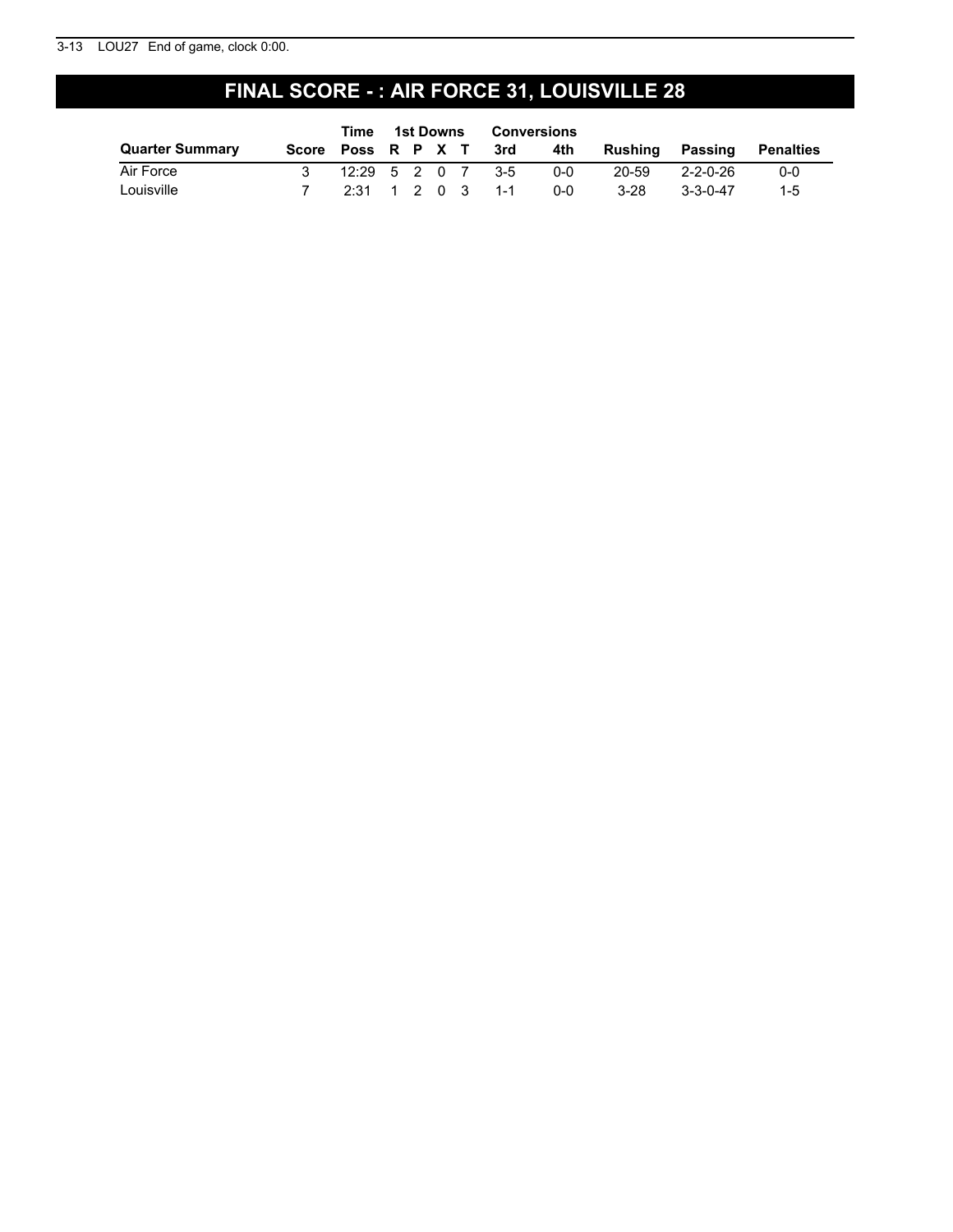3-13 LOU27 End of game, clock 0:00.

# FINAL SCORE - : AIR FORCE 31, LOUISVILLE 28

| | | Time | 1st Downs | | | | Conversions | | | | |
|---|---|---|---|---|---|---|---|---|---|---|---|
| **Quarter Summary** | **Score** | **Poss** | **R** | **P** | **X** | **T** | **3rd** | **4th** | **Rushing** | **Passing** | **Penalties** |
| Air Force | 3 | 12:29 | 5 | 2 | 0 | 7 | 3-5 | 0-0 | 20-59 | 2-2-0-26 | 0-0 |
| Louisville | 7 | 2:31 | 1 | 2 | 0 | 3 | 1-1 | 0-0 | 3-28 | 3-3-0-47 | 1-5 |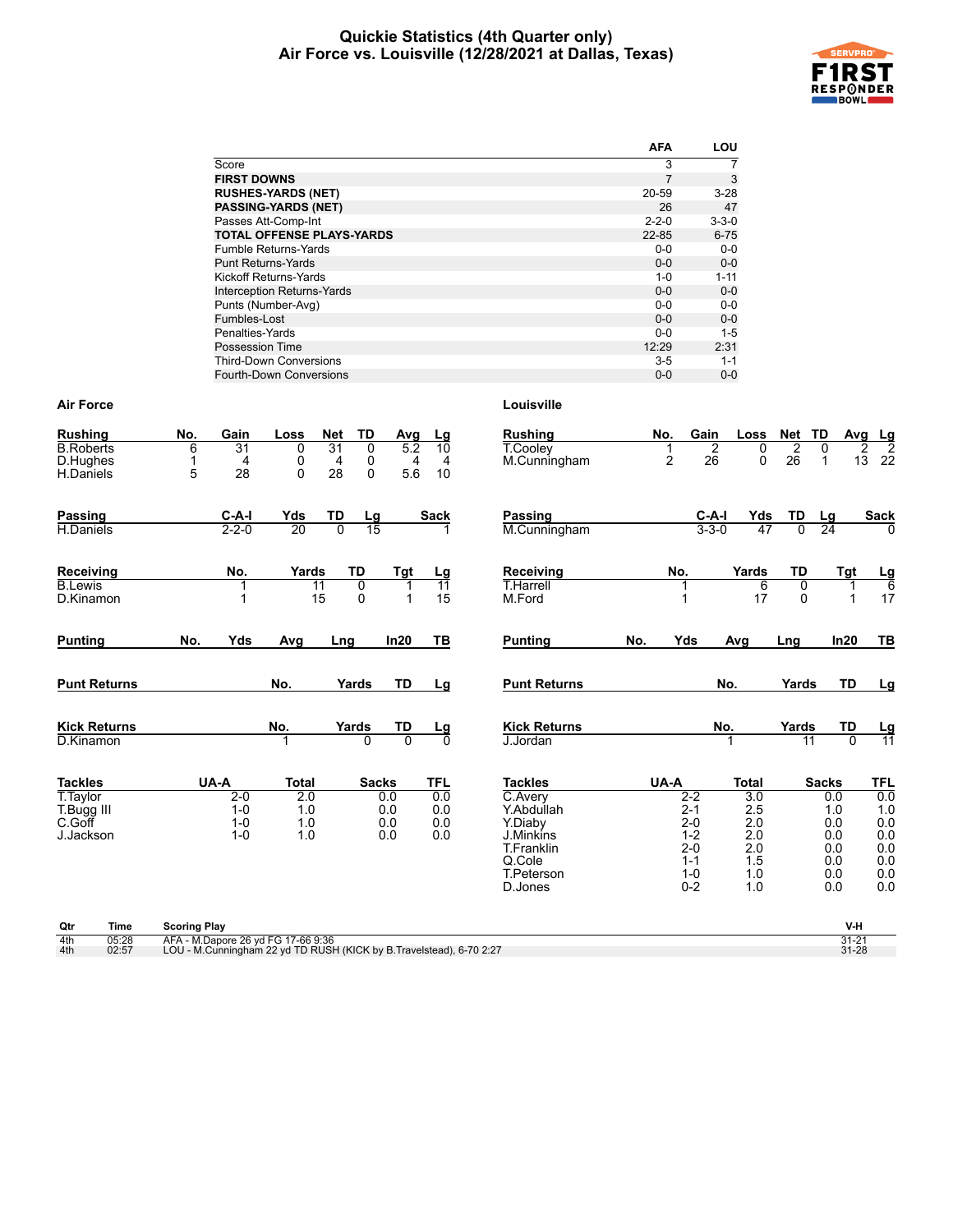# Quickie Statistics (4th Quarter only)
## Air Force vs. Louisville (12/28/2021 at Dallas, Texas)

| | AFA | LOU |
|---|---|---|
| Score | 3 | 7 |
| **FIRST DOWNS** | 7 | 3 |
| **RUSHES-YARDS (NET)** | 20-59 | 3-28 |
| **PASSING-YARDS (NET)** | 26 | 47 |
| Passes Att-Comp-Int | 2-2-0 | 3-3-0 |
| **TOTAL OFFENSE PLAYS-YARDS** | 22-85 | 6-75 |
| Fumble Returns-Yards | 0-0 | 0-0 |
| Punt Returns-Yards | 0-0 | 0-0 |
| Kickoff Returns-Yards | 1-0 | 1-11 |
| Interception Returns-Yards | 0-0 | 0-0 |
| Punts (Number-Avg) | 0-0 | 0-0 |
| Fumbles-Lost | 0-0 | 0-0 |
| Penalties-Yards | 0-0 | 1-5 |
| Possession Time | 12:29 | 2:31 |
| Third-Down Conversions | 3-5 | 1-1 |
| Fourth-Down Conversions | 0-0 | 0-0 |

### Air Force

| Rushing | No. | Gain | Loss | Net | TD | Avg | Lg |
|---|---|---|---|---|---|---|---|
| B.Roberts | 6 | 31 | 0 | 31 | 0 | 5.2 | 10 |
| D.Hughes | 1 | 4 | 0 | 4 | 0 | 4 | 4 |
| H.Daniels | 5 | 28 | 0 | 28 | 0 | 5.6 | 10 |

| Passing | C-A-I | Yds | TD | Lg | Sack |
|---|---|---|---|---|---|
| H.Daniels | 2-2-0 | 20 | 0 | 15 | 1 |

| Receiving | No. | Yards | TD | Tgt | Lg |
|---|---|---|---|---|---|
| B.Lewis | 1 | 11 | 0 | 1 | 11 |
| D.Kinamon | 1 | 15 | 0 | 1 | 15 |

| Punting | No. | Yds | Avg | Lng | In20 | TB |
|---|---|---|---|---|---|---|

| Punt Returns | No. | Yards | TD | Lg |
|---|---|---|---|---|

| Kick Returns | No. | Yards | TD | Lg |
|---|---|---|---|---|
| D.Kinamon | 1 | 0 | 0 | 0 |

| Tackles | UA-A | Total | Sacks | TFL |
|---|---|---|---|---|
| T.Taylor | 2-0 | 2.0 | 0.0 | 0.0 |
| T.Bugg III | 1-0 | 1.0 | 0.0 | 0.0 |
| C.Goff | 1-0 | 1.0 | 0.0 | 0.0 |
| J.Jackson | 1-0 | 1.0 | 0.0 | 0.0 |

### Louisville

| Rushing | No. | Gain | Loss | Net | TD | Avg | Lg |
|---|---|---|---|---|---|---|---|
| T.Cooley | 1 | 2 | 0 | 2 | 0 | 2 | 2 |
| M.Cunningham | 2 | 26 | 0 | 26 | 1 | 13 | 22 |

| Passing | C-A-I | Yds | TD | Lg | Sack |
|---|---|---|---|---|---|
| M.Cunningham | 3-3-0 | 47 | 0 | 24 | 0 |

| Receiving | No. | Yards | TD | Tgt | Lg |
|---|---|---|---|---|---|
| T.Harrell | 1 | 6 | 0 | 1 | 6 |
| M.Ford | 1 | 17 | 0 | 1 | 17 |

| Punting | No. | Yds | Avg | Lng | In20 | TB |
|---|---|---|---|---|---|---|

| Punt Returns | No. | Yards | TD | Lg |
|---|---|---|---|---|

| Kick Returns | No. | Yards | TD | Lg |
|---|---|---|---|---|
| J.Jordan | 1 | 11 | 0 | 11 |

| Tackles | UA-A | Total | Sacks | TFL |
|---|---|---|---|---|
| C.Avery | 2-2 | 3.0 | 0.0 | 0.0 |
| Y.Abdullah | 2-1 | 2.5 | 1.0 | 1.0 |
| Y.Diaby | 2-0 | 2.0 | 0.0 | 0.0 |
| J.Minkins | 1-2 | 2.0 | 0.0 | 0.0 |
| T.Franklin | 2-0 | 2.0 | 0.0 | 0.0 |
| Q.Cole | 1-1 | 1.5 | 0.0 | 0.0 |
| T.Peterson | 1-0 | 1.0 | 0.0 | 0.0 |
| D.Jones | 0-2 | 1.0 | 0.0 | 0.0 |

| Qtr | Time | Scoring Play | V-H |
|---|---|---|---|
| 4th | 05:28 | AFA - M.Dapore 26 yd FG 17-66 9:36 | 31-21 |
| 4th | 02:57 | LOU - M.Cunningham 22 yd TD RUSH (KICK by B.Travelstead), 6-70 2:27 | 31-28 |